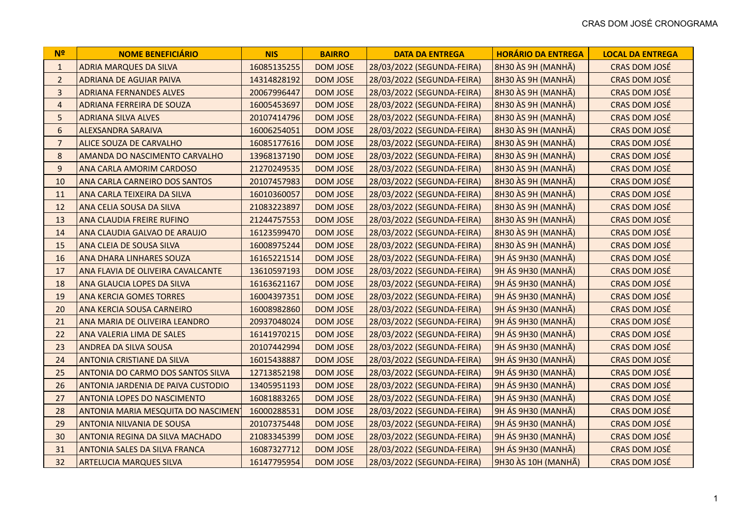| Nº | NOME BENEFICIÁRIO | NIS | BAIRRO | DATA DA ENTREGA | HORÁRIO DA ENTREGA | LOCAL DA ENTREGA |
|---|---|---|---|---|---|---|
| 1 | ADRIA MARQUES DA SILVA | 16085135255 | DOM JOSE | 28/03/2022 (SEGUNDA-FEIRA) | 8H30 ÀS 9H (MANHÃ) | CRAS DOM JOSÉ |
| 2 | ADRIANA DE AGUIAR PAIVA | 14314828192 | DOM JOSE | 28/03/2022 (SEGUNDA-FEIRA) | 8H30 ÀS 9H (MANHÃ) | CRAS DOM JOSÉ |
| 3 | ADRIANA FERNANDES ALVES | 20067996447 | DOM JOSE | 28/03/2022 (SEGUNDA-FEIRA) | 8H30 ÀS 9H (MANHÃ) | CRAS DOM JOSÉ |
| 4 | ADRIANA FERREIRA DE SOUZA | 16005453697 | DOM JOSE | 28/03/2022 (SEGUNDA-FEIRA) | 8H30 ÀS 9H (MANHÃ) | CRAS DOM JOSÉ |
| 5 | ADRIANA SILVA ALVES | 20107414796 | DOM JOSE | 28/03/2022 (SEGUNDA-FEIRA) | 8H30 ÀS 9H (MANHÃ) | CRAS DOM JOSÉ |
| 6 | ALEXSANDRA SARAIVA | 16006254051 | DOM JOSE | 28/03/2022 (SEGUNDA-FEIRA) | 8H30 ÀS 9H (MANHÃ) | CRAS DOM JOSÉ |
| 7 | ALICE SOUZA DE CARVALHO | 16085177616 | DOM JOSE | 28/03/2022 (SEGUNDA-FEIRA) | 8H30 ÀS 9H (MANHÃ) | CRAS DOM JOSÉ |
| 8 | AMANDA DO NASCIMENTO CARVALHO | 13968137190 | DOM JOSE | 28/03/2022 (SEGUNDA-FEIRA) | 8H30 ÀS 9H (MANHÃ) | CRAS DOM JOSÉ |
| 9 | ANA CARLA AMORIM CARDOSO | 21270249535 | DOM JOSE | 28/03/2022 (SEGUNDA-FEIRA) | 8H30 ÀS 9H (MANHÃ) | CRAS DOM JOSÉ |
| 10 | ANA CARLA CARNEIRO DOS SANTOS | 20107457983 | DOM JOSE | 28/03/2022 (SEGUNDA-FEIRA) | 8H30 ÀS 9H (MANHÃ) | CRAS DOM JOSÉ |
| 11 | ANA CARLA TEIXEIRA DA SILVA | 16010360057 | DOM JOSE | 28/03/2022 (SEGUNDA-FEIRA) | 8H30 ÀS 9H (MANHÃ) | CRAS DOM JOSÉ |
| 12 | ANA CELIA SOUSA DA SILVA | 21083223897 | DOM JOSE | 28/03/2022 (SEGUNDA-FEIRA) | 8H30 ÀS 9H (MANHÃ) | CRAS DOM JOSÉ |
| 13 | ANA CLAUDIA FREIRE RUFINO | 21244757553 | DOM JOSE | 28/03/2022 (SEGUNDA-FEIRA) | 8H30 ÀS 9H (MANHÃ) | CRAS DOM JOSÉ |
| 14 | ANA CLAUDIA GALVAO DE ARAUJO | 16123599470 | DOM JOSE | 28/03/2022 (SEGUNDA-FEIRA) | 8H30 ÀS 9H (MANHÃ) | CRAS DOM JOSÉ |
| 15 | ANA CLEIA DE SOUSA SILVA | 16008975244 | DOM JOSE | 28/03/2022 (SEGUNDA-FEIRA) | 8H30 ÀS 9H (MANHÃ) | CRAS DOM JOSÉ |
| 16 | ANA DHARA LINHARES SOUZA | 16165221514 | DOM JOSE | 28/03/2022 (SEGUNDA-FEIRA) | 9H ÁS 9H30 (MANHÃ) | CRAS DOM JOSÉ |
| 17 | ANA FLAVIA DE OLIVEIRA CAVALCANTE | 13610597193 | DOM JOSE | 28/03/2022 (SEGUNDA-FEIRA) | 9H ÁS 9H30 (MANHÃ) | CRAS DOM JOSÉ |
| 18 | ANA GLAUCIA LOPES DA SILVA | 16163621167 | DOM JOSE | 28/03/2022 (SEGUNDA-FEIRA) | 9H ÁS 9H30 (MANHÃ) | CRAS DOM JOSÉ |
| 19 | ANA KERCIA GOMES TORRES | 16004397351 | DOM JOSE | 28/03/2022 (SEGUNDA-FEIRA) | 9H ÁS 9H30 (MANHÃ) | CRAS DOM JOSÉ |
| 20 | ANA KERCIA SOUSA CARNEIRO | 16008982860 | DOM JOSE | 28/03/2022 (SEGUNDA-FEIRA) | 9H ÁS 9H30 (MANHÃ) | CRAS DOM JOSÉ |
| 21 | ANA MARIA DE OLIVEIRA LEANDRO | 20937048024 | DOM JOSE | 28/03/2022 (SEGUNDA-FEIRA) | 9H ÁS 9H30 (MANHÃ) | CRAS DOM JOSÉ |
| 22 | ANA VALERIA LIMA DE SALES | 16141970215 | DOM JOSE | 28/03/2022 (SEGUNDA-FEIRA) | 9H ÁS 9H30 (MANHÃ) | CRAS DOM JOSÉ |
| 23 | ANDREA DA SILVA SOUSA | 20107442994 | DOM JOSE | 28/03/2022 (SEGUNDA-FEIRA) | 9H ÁS 9H30 (MANHÃ) | CRAS DOM JOSÉ |
| 24 | ANTONIA CRISTIANE DA SILVA | 16015438887 | DOM JOSE | 28/03/2022 (SEGUNDA-FEIRA) | 9H ÁS 9H30 (MANHÃ) | CRAS DOM JOSÉ |
| 25 | ANTONIA DO CARMO DOS SANTOS SILVA | 12713852198 | DOM JOSE | 28/03/2022 (SEGUNDA-FEIRA) | 9H ÁS 9H30 (MANHÃ) | CRAS DOM JOSÉ |
| 26 | ANTONIA JARDENIA DE PAIVA CUSTODIO | 13405951193 | DOM JOSE | 28/03/2022 (SEGUNDA-FEIRA) | 9H ÁS 9H30 (MANHÃ) | CRAS DOM JOSÉ |
| 27 | ANTONIA LOPES DO NASCIMENTO | 16081883265 | DOM JOSE | 28/03/2022 (SEGUNDA-FEIRA) | 9H ÁS 9H30 (MANHÃ) | CRAS DOM JOSÉ |
| 28 | ANTONIA MARIA MESQUITA DO NASCIMENT | 16000288531 | DOM JOSE | 28/03/2022 (SEGUNDA-FEIRA) | 9H ÁS 9H30 (MANHÃ) | CRAS DOM JOSÉ |
| 29 | ANTONIA NILVANIA DE SOUSA | 20107375448 | DOM JOSE | 28/03/2022 (SEGUNDA-FEIRA) | 9H ÁS 9H30 (MANHÃ) | CRAS DOM JOSÉ |
| 30 | ANTONIA REGINA DA SILVA MACHADO | 21083345399 | DOM JOSE | 28/03/2022 (SEGUNDA-FEIRA) | 9H ÁS 9H30 (MANHÃ) | CRAS DOM JOSÉ |
| 31 | ANTONIA SALES DA SILVA FRANCA | 16087327712 | DOM JOSE | 28/03/2022 (SEGUNDA-FEIRA) | 9H ÁS 9H30 (MANHÃ) | CRAS DOM JOSÉ |
| 32 | ARTELUCIA MARQUES SILVA | 16147795954 | DOM JOSE | 28/03/2022 (SEGUNDA-FEIRA) | 9H30 ÀS 10H (MANHÃ) | CRAS DOM JOSÉ |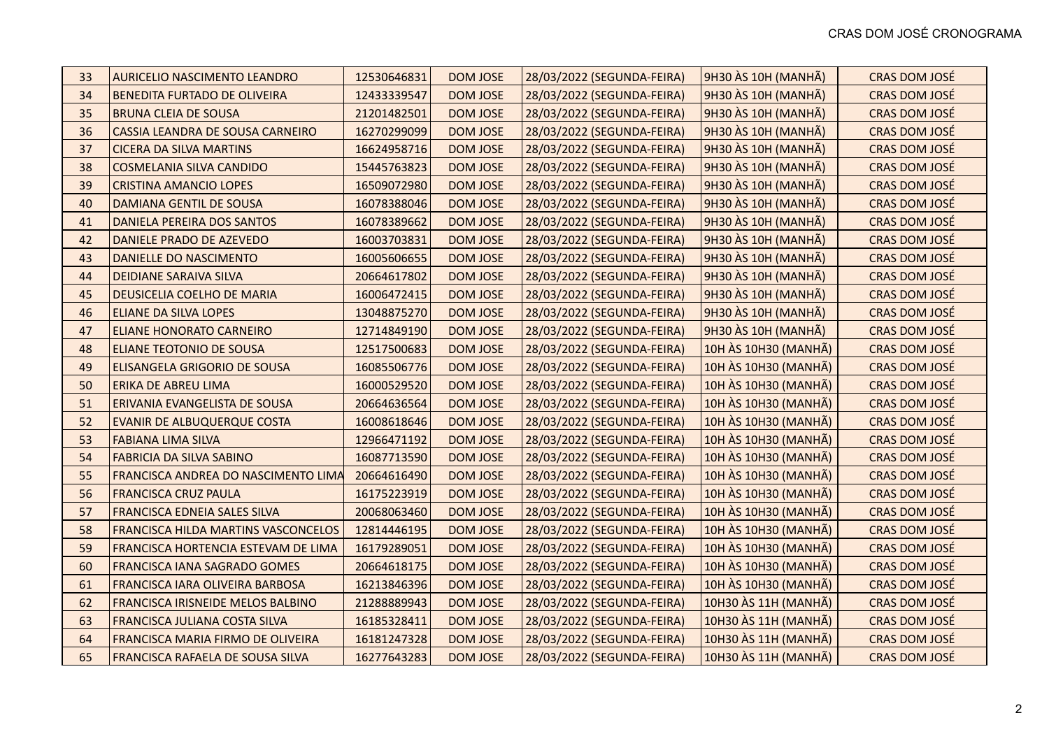| 33 | AURICELIO NASCIMENTO LEANDRO | 12530646831 | DOM JOSE | 28/03/2022 (SEGUNDA-FEIRA) | 9H30 ÀS 10H (MANHÃ) | CRAS DOM JOSÉ |
|---|---|---|---|---|---|---|
| 34 | BENEDITA FURTADO DE OLIVEIRA | 12433339547 | DOM JOSE | 28/03/2022 (SEGUNDA-FEIRA) | 9H30 ÀS 10H (MANHÃ) | CRAS DOM JOSÉ |
| 35 | BRUNA CLEIA DE SOUSA | 21201482501 | DOM JOSE | 28/03/2022 (SEGUNDA-FEIRA) | 9H30 ÀS 10H (MANHÃ) | CRAS DOM JOSÉ |
| 36 | CASSIA LEANDRA DE SOUSA CARNEIRO | 16270299099 | DOM JOSE | 28/03/2022 (SEGUNDA-FEIRA) | 9H30 ÀS 10H (MANHÃ) | CRAS DOM JOSÉ |
| 37 | CICERA DA SILVA MARTINS | 16624958716 | DOM JOSE | 28/03/2022 (SEGUNDA-FEIRA) | 9H30 ÀS 10H (MANHÃ) | CRAS DOM JOSÉ |
| 38 | COSMELANIA SILVA CANDIDO | 15445763823 | DOM JOSE | 28/03/2022 (SEGUNDA-FEIRA) | 9H30 ÀS 10H (MANHÃ) | CRAS DOM JOSÉ |
| 39 | CRISTINA AMANCIO LOPES | 16509072980 | DOM JOSE | 28/03/2022 (SEGUNDA-FEIRA) | 9H30 ÀS 10H (MANHÃ) | CRAS DOM JOSÉ |
| 40 | DAMIANA GENTIL DE SOUSA | 16078388046 | DOM JOSE | 28/03/2022 (SEGUNDA-FEIRA) | 9H30 ÀS 10H (MANHÃ) | CRAS DOM JOSÉ |
| 41 | DANIELA PEREIRA DOS SANTOS | 16078389662 | DOM JOSE | 28/03/2022 (SEGUNDA-FEIRA) | 9H30 ÀS 10H (MANHÃ) | CRAS DOM JOSÉ |
| 42 | DANIELE PRADO DE AZEVEDO | 16003703831 | DOM JOSE | 28/03/2022 (SEGUNDA-FEIRA) | 9H30 ÀS 10H (MANHÃ) | CRAS DOM JOSÉ |
| 43 | DANIELLE DO NASCIMENTO | 16005606655 | DOM JOSE | 28/03/2022 (SEGUNDA-FEIRA) | 9H30 ÀS 10H (MANHÃ) | CRAS DOM JOSÉ |
| 44 | DEIDIANE SARAIVA SILVA | 20664617802 | DOM JOSE | 28/03/2022 (SEGUNDA-FEIRA) | 9H30 ÀS 10H (MANHÃ) | CRAS DOM JOSÉ |
| 45 | DEUSICELIA COELHO DE MARIA | 16006472415 | DOM JOSE | 28/03/2022 (SEGUNDA-FEIRA) | 9H30 ÀS 10H (MANHÃ) | CRAS DOM JOSÉ |
| 46 | ELIANE DA SILVA LOPES | 13048875270 | DOM JOSE | 28/03/2022 (SEGUNDA-FEIRA) | 9H30 ÀS 10H (MANHÃ) | CRAS DOM JOSÉ |
| 47 | ELIANE HONORATO CARNEIRO | 12714849190 | DOM JOSE | 28/03/2022 (SEGUNDA-FEIRA) | 9H30 ÀS 10H (MANHÃ) | CRAS DOM JOSÉ |
| 48 | ELIANE TEOTONIO DE SOUSA | 12517500683 | DOM JOSE | 28/03/2022 (SEGUNDA-FEIRA) | 10H ÀS 10H30 (MANHÃ) | CRAS DOM JOSÉ |
| 49 | ELISANGELA GRIGORIO DE SOUSA | 16085506776 | DOM JOSE | 28/03/2022 (SEGUNDA-FEIRA) | 10H ÀS 10H30 (MANHÃ) | CRAS DOM JOSÉ |
| 50 | ERIKA DE ABREU LIMA | 16000529520 | DOM JOSE | 28/03/2022 (SEGUNDA-FEIRA) | 10H ÀS 10H30 (MANHÃ) | CRAS DOM JOSÉ |
| 51 | ERIVANIA EVANGELISTA DE SOUSA | 20664636564 | DOM JOSE | 28/03/2022 (SEGUNDA-FEIRA) | 10H ÀS 10H30 (MANHÃ) | CRAS DOM JOSÉ |
| 52 | EVANIR DE ALBUQUERQUE COSTA | 16008618646 | DOM JOSE | 28/03/2022 (SEGUNDA-FEIRA) | 10H ÀS 10H30 (MANHÃ) | CRAS DOM JOSÉ |
| 53 | FABIANA LIMA SILVA | 12966471192 | DOM JOSE | 28/03/2022 (SEGUNDA-FEIRA) | 10H ÀS 10H30 (MANHÃ) | CRAS DOM JOSÉ |
| 54 | FABRICIA DA SILVA SABINO | 16087713590 | DOM JOSE | 28/03/2022 (SEGUNDA-FEIRA) | 10H ÀS 10H30 (MANHÃ) | CRAS DOM JOSÉ |
| 55 | FRANCISCA ANDREA DO NASCIMENTO LIMA | 20664616490 | DOM JOSE | 28/03/2022 (SEGUNDA-FEIRA) | 10H ÀS 10H30 (MANHÃ) | CRAS DOM JOSÉ |
| 56 | FRANCISCA CRUZ PAULA | 16175223919 | DOM JOSE | 28/03/2022 (SEGUNDA-FEIRA) | 10H ÀS 10H30 (MANHÃ) | CRAS DOM JOSÉ |
| 57 | FRANCISCA EDNEIA SALES SILVA | 20068063460 | DOM JOSE | 28/03/2022 (SEGUNDA-FEIRA) | 10H ÀS 10H30 (MANHÃ) | CRAS DOM JOSÉ |
| 58 | FRANCISCA HILDA MARTINS VASCONCELOS | 12814446195 | DOM JOSE | 28/03/2022 (SEGUNDA-FEIRA) | 10H ÀS 10H30 (MANHÃ) | CRAS DOM JOSÉ |
| 59 | FRANCISCA HORTENCIA ESTEVAM DE LIMA | 16179289051 | DOM JOSE | 28/03/2022 (SEGUNDA-FEIRA) | 10H ÀS 10H30 (MANHÃ) | CRAS DOM JOSÉ |
| 60 | FRANCISCA IANA SAGRADO GOMES | 20664618175 | DOM JOSE | 28/03/2022 (SEGUNDA-FEIRA) | 10H ÀS 10H30 (MANHÃ) | CRAS DOM JOSÉ |
| 61 | FRANCISCA IARA OLIVEIRA BARBOSA | 16213846396 | DOM JOSE | 28/03/2022 (SEGUNDA-FEIRA) | 10H ÀS 10H30 (MANHÃ) | CRAS DOM JOSÉ |
| 62 | FRANCISCA IRISNEIDE MELOS BALBINO | 21288889943 | DOM JOSE | 28/03/2022 (SEGUNDA-FEIRA) | 10H30 ÀS 11H (MANHÃ) | CRAS DOM JOSÉ |
| 63 | FRANCISCA JULIANA COSTA SILVA | 16185328411 | DOM JOSE | 28/03/2022 (SEGUNDA-FEIRA) | 10H30 ÀS 11H (MANHÃ) | CRAS DOM JOSÉ |
| 64 | FRANCISCA MARIA FIRMO DE OLIVEIRA | 16181247328 | DOM JOSE | 28/03/2022 (SEGUNDA-FEIRA) | 10H30 ÀS 11H (MANHÃ) | CRAS DOM JOSÉ |
| 65 | FRANCISCA RAFAELA DE SOUSA SILVA | 16277643283 | DOM JOSE | 28/03/2022 (SEGUNDA-FEIRA) | 10H30 ÀS 11H (MANHÃ) | CRAS DOM JOSÉ |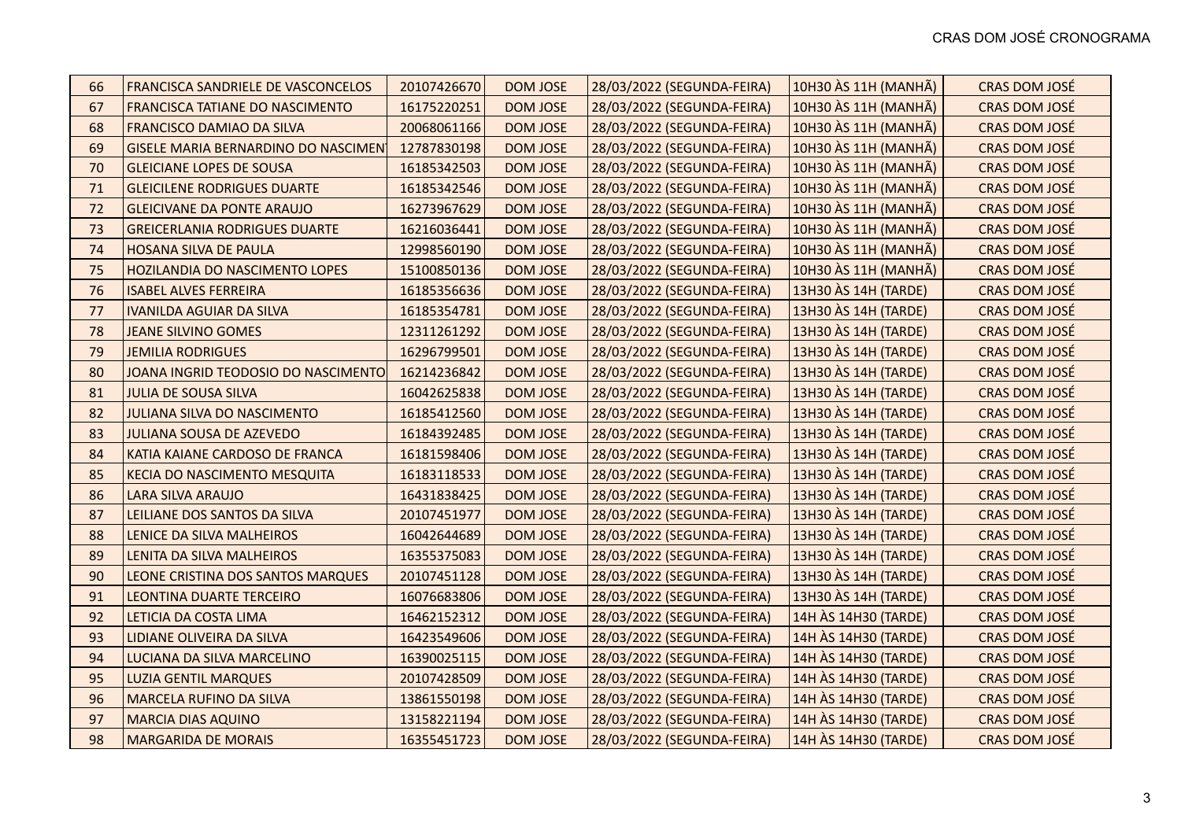| 66 | FRANCISCA SANDRIELE DE VASCONCELOS | 20107426670 | DOM JOSE | 28/03/2022 (SEGUNDA-FEIRA) | 10H30 ÀS 11H (MANHÃ) | CRAS DOM JOSÉ |
|---|---|---|---|---|---|---|
| 67 | FRANCISCA TATIANE DO NASCIMENTO | 16175220251 | DOM JOSE | 28/03/2022 (SEGUNDA-FEIRA) | 10H30 ÀS 11H (MANHÃ) | CRAS DOM JOSÉ |
| 68 | FRANCISCO DAMIAO DA SILVA | 20068061166 | DOM JOSE | 28/03/2022 (SEGUNDA-FEIRA) | 10H30 ÀS 11H (MANHÃ) | CRAS DOM JOSÉ |
| 69 | GISELE MARIA BERNARDINO DO NASCIMENT | 12787830198 | DOM JOSE | 28/03/2022 (SEGUNDA-FEIRA) | 10H30 ÀS 11H (MANHÃ) | CRAS DOM JOSÉ |
| 70 | GLEICIANE LOPES DE SOUSA | 16185342503 | DOM JOSE | 28/03/2022 (SEGUNDA-FEIRA) | 10H30 ÀS 11H (MANHÃ) | CRAS DOM JOSÉ |
| 71 | GLEICILENE RODRIGUES DUARTE | 16185342546 | DOM JOSE | 28/03/2022 (SEGUNDA-FEIRA) | 10H30 ÀS 11H (MANHÃ) | CRAS DOM JOSÉ |
| 72 | GLEICIVANE DA PONTE ARAUJO | 16273967629 | DOM JOSE | 28/03/2022 (SEGUNDA-FEIRA) | 10H30 ÀS 11H (MANHÃ) | CRAS DOM JOSÉ |
| 73 | GREICERLANIA RODRIGUES DUARTE | 16216036441 | DOM JOSE | 28/03/2022 (SEGUNDA-FEIRA) | 10H30 ÀS 11H (MANHÃ) | CRAS DOM JOSÉ |
| 74 | HOSANA SILVA DE PAULA | 12998560190 | DOM JOSE | 28/03/2022 (SEGUNDA-FEIRA) | 10H30 ÀS 11H (MANHÃ) | CRAS DOM JOSÉ |
| 75 | HOZILANDIA DO NASCIMENTO LOPES | 15100850136 | DOM JOSE | 28/03/2022 (SEGUNDA-FEIRA) | 10H30 ÀS 11H (MANHÃ) | CRAS DOM JOSÉ |
| 76 | ISABEL ALVES FERREIRA | 16185356636 | DOM JOSE | 28/03/2022 (SEGUNDA-FEIRA) | 13H30 ÀS 14H (TARDE) | CRAS DOM JOSÉ |
| 77 | IVANILDA AGUIAR DA SILVA | 16185354781 | DOM JOSE | 28/03/2022 (SEGUNDA-FEIRA) | 13H30 ÀS 14H (TARDE) | CRAS DOM JOSÉ |
| 78 | JEANE SILVINO GOMES | 12311261292 | DOM JOSE | 28/03/2022 (SEGUNDA-FEIRA) | 13H30 ÀS 14H (TARDE) | CRAS DOM JOSÉ |
| 79 | JEMILIA RODRIGUES | 16296799501 | DOM JOSE | 28/03/2022 (SEGUNDA-FEIRA) | 13H30 ÀS 14H (TARDE) | CRAS DOM JOSÉ |
| 80 | JOANA INGRID TEODOSIO DO NASCIMENTO | 16214236842 | DOM JOSE | 28/03/2022 (SEGUNDA-FEIRA) | 13H30 ÀS 14H (TARDE) | CRAS DOM JOSÉ |
| 81 | JULIA DE SOUSA SILVA | 16042625838 | DOM JOSE | 28/03/2022 (SEGUNDA-FEIRA) | 13H30 ÀS 14H (TARDE) | CRAS DOM JOSÉ |
| 82 | JULIANA SILVA DO NASCIMENTO | 16185412560 | DOM JOSE | 28/03/2022 (SEGUNDA-FEIRA) | 13H30 ÀS 14H (TARDE) | CRAS DOM JOSÉ |
| 83 | JULIANA SOUSA DE AZEVEDO | 16184392485 | DOM JOSE | 28/03/2022 (SEGUNDA-FEIRA) | 13H30 ÀS 14H (TARDE) | CRAS DOM JOSÉ |
| 84 | KATIA KAIANE CARDOSO DE FRANCA | 16181598406 | DOM JOSE | 28/03/2022 (SEGUNDA-FEIRA) | 13H30 ÀS 14H (TARDE) | CRAS DOM JOSÉ |
| 85 | KECIA DO NASCIMENTO MESQUITA | 16183118533 | DOM JOSE | 28/03/2022 (SEGUNDA-FEIRA) | 13H30 ÀS 14H (TARDE) | CRAS DOM JOSÉ |
| 86 | LARA SILVA ARAUJO | 16431838425 | DOM JOSE | 28/03/2022 (SEGUNDA-FEIRA) | 13H30 ÀS 14H (TARDE) | CRAS DOM JOSÉ |
| 87 | LEILIANE DOS SANTOS DA SILVA | 20107451977 | DOM JOSE | 28/03/2022 (SEGUNDA-FEIRA) | 13H30 ÀS 14H (TARDE) | CRAS DOM JOSÉ |
| 88 | LENICE DA SILVA MALHEIROS | 16042644689 | DOM JOSE | 28/03/2022 (SEGUNDA-FEIRA) | 13H30 ÀS 14H (TARDE) | CRAS DOM JOSÉ |
| 89 | LENITA DA SILVA MALHEIROS | 16355375083 | DOM JOSE | 28/03/2022 (SEGUNDA-FEIRA) | 13H30 ÀS 14H (TARDE) | CRAS DOM JOSÉ |
| 90 | LEONE CRISTINA DOS SANTOS MARQUES | 20107451128 | DOM JOSE | 28/03/2022 (SEGUNDA-FEIRA) | 13H30 ÀS 14H (TARDE) | CRAS DOM JOSÉ |
| 91 | LEONTINA DUARTE TERCEIRO | 16076683806 | DOM JOSE | 28/03/2022 (SEGUNDA-FEIRA) | 13H30 ÀS 14H (TARDE) | CRAS DOM JOSÉ |
| 92 | LETICIA DA COSTA LIMA | 16462152312 | DOM JOSE | 28/03/2022 (SEGUNDA-FEIRA) | 14H ÀS 14H30 (TARDE) | CRAS DOM JOSÉ |
| 93 | LIDIANE OLIVEIRA DA SILVA | 16423549606 | DOM JOSE | 28/03/2022 (SEGUNDA-FEIRA) | 14H ÀS 14H30 (TARDE) | CRAS DOM JOSÉ |
| 94 | LUCIANA DA SILVA MARCELINO | 16390025115 | DOM JOSE | 28/03/2022 (SEGUNDA-FEIRA) | 14H ÀS 14H30 (TARDE) | CRAS DOM JOSÉ |
| 95 | LUZIA GENTIL MARQUES | 20107428509 | DOM JOSE | 28/03/2022 (SEGUNDA-FEIRA) | 14H ÀS 14H30 (TARDE) | CRAS DOM JOSÉ |
| 96 | MARCELA RUFINO DA SILVA | 13861550198 | DOM JOSE | 28/03/2022 (SEGUNDA-FEIRA) | 14H ÀS 14H30 (TARDE) | CRAS DOM JOSÉ |
| 97 | MARCIA DIAS AQUINO | 13158221194 | DOM JOSE | 28/03/2022 (SEGUNDA-FEIRA) | 14H ÀS 14H30 (TARDE) | CRAS DOM JOSÉ |
| 98 | MARGARIDA DE MORAIS | 16355451723 | DOM JOSE | 28/03/2022 (SEGUNDA-FEIRA) | 14H ÀS 14H30 (TARDE) | CRAS DOM JOSÉ |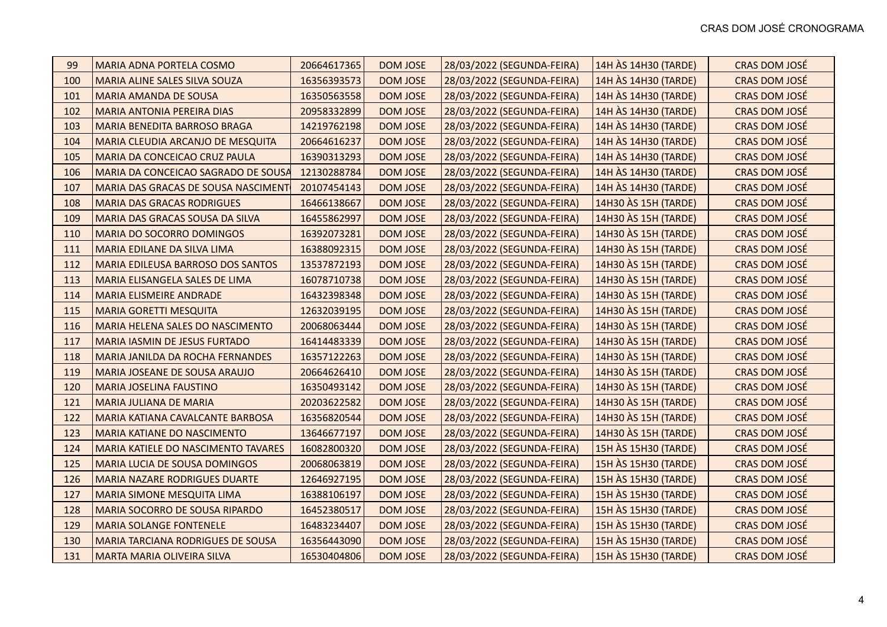| 99 | MARIA ADNA PORTELA COSMO | 20664617365 | DOM JOSE | 28/03/2022 (SEGUNDA-FEIRA) | 14H ÀS 14H30 (TARDE) | CRAS DOM JOSÉ |
|---|---|---|---|---|---|---|
| 100 | MARIA ALINE SALES SILVA SOUZA | 16356393573 | DOM JOSE | 28/03/2022 (SEGUNDA-FEIRA) | 14H ÀS 14H30 (TARDE) | CRAS DOM JOSÉ |
| 101 | MARIA AMANDA DE SOUSA | 16350563558 | DOM JOSE | 28/03/2022 (SEGUNDA-FEIRA) | 14H ÀS 14H30 (TARDE) | CRAS DOM JOSÉ |
| 102 | MARIA ANTONIA PEREIRA DIAS | 20958332899 | DOM JOSE | 28/03/2022 (SEGUNDA-FEIRA) | 14H ÀS 14H30 (TARDE) | CRAS DOM JOSÉ |
| 103 | MARIA BENEDITA BARROSO BRAGA | 14219762198 | DOM JOSE | 28/03/2022 (SEGUNDA-FEIRA) | 14H ÀS 14H30 (TARDE) | CRAS DOM JOSÉ |
| 104 | MARIA CLEUDIA ARCANJO DE MESQUITA | 20664616237 | DOM JOSE | 28/03/2022 (SEGUNDA-FEIRA) | 14H ÀS 14H30 (TARDE) | CRAS DOM JOSÉ |
| 105 | MARIA DA CONCEICAO CRUZ PAULA | 16390313293 | DOM JOSE | 28/03/2022 (SEGUNDA-FEIRA) | 14H ÀS 14H30 (TARDE) | CRAS DOM JOSÉ |
| 106 | MARIA DA CONCEICAO SAGRADO DE SOUSA | 12130288784 | DOM JOSE | 28/03/2022 (SEGUNDA-FEIRA) | 14H ÀS 14H30 (TARDE) | CRAS DOM JOSÉ |
| 107 | MARIA DAS GRACAS DE SOUSA NASCIMENT | 20107454143 | DOM JOSE | 28/03/2022 (SEGUNDA-FEIRA) | 14H ÀS 14H30 (TARDE) | CRAS DOM JOSÉ |
| 108 | MARIA DAS GRACAS RODRIGUES | 16466138667 | DOM JOSE | 28/03/2022 (SEGUNDA-FEIRA) | 14H30 ÀS 15H (TARDE) | CRAS DOM JOSÉ |
| 109 | MARIA DAS GRACAS SOUSA DA SILVA | 16455862997 | DOM JOSE | 28/03/2022 (SEGUNDA-FEIRA) | 14H30 ÀS 15H (TARDE) | CRAS DOM JOSÉ |
| 110 | MARIA DO SOCORRO DOMINGOS | 16392073281 | DOM JOSE | 28/03/2022 (SEGUNDA-FEIRA) | 14H30 ÀS 15H (TARDE) | CRAS DOM JOSÉ |
| 111 | MARIA EDILANE DA SILVA LIMA | 16388092315 | DOM JOSE | 28/03/2022 (SEGUNDA-FEIRA) | 14H30 ÀS 15H (TARDE) | CRAS DOM JOSÉ |
| 112 | MARIA EDILEUSA BARROSO DOS SANTOS | 13537872193 | DOM JOSE | 28/03/2022 (SEGUNDA-FEIRA) | 14H30 ÀS 15H (TARDE) | CRAS DOM JOSÉ |
| 113 | MARIA ELISANGELA SALES DE LIMA | 16078710738 | DOM JOSE | 28/03/2022 (SEGUNDA-FEIRA) | 14H30 ÀS 15H (TARDE) | CRAS DOM JOSÉ |
| 114 | MARIA ELISMEIRE ANDRADE | 16432398348 | DOM JOSE | 28/03/2022 (SEGUNDA-FEIRA) | 14H30 ÀS 15H (TARDE) | CRAS DOM JOSÉ |
| 115 | MARIA GORETTI MESQUITA | 12632039195 | DOM JOSE | 28/03/2022 (SEGUNDA-FEIRA) | 14H30 ÀS 15H (TARDE) | CRAS DOM JOSÉ |
| 116 | MARIA HELENA SALES DO NASCIMENTO | 20068063444 | DOM JOSE | 28/03/2022 (SEGUNDA-FEIRA) | 14H30 ÀS 15H (TARDE) | CRAS DOM JOSÉ |
| 117 | MARIA IASMIN DE JESUS FURTADO | 16414483339 | DOM JOSE | 28/03/2022 (SEGUNDA-FEIRA) | 14H30 ÀS 15H (TARDE) | CRAS DOM JOSÉ |
| 118 | MARIA JANILDA DA ROCHA FERNANDES | 16357122263 | DOM JOSE | 28/03/2022 (SEGUNDA-FEIRA) | 14H30 ÀS 15H (TARDE) | CRAS DOM JOSÉ |
| 119 | MARIA JOSEANE DE SOUSA ARAUJO | 20664626410 | DOM JOSE | 28/03/2022 (SEGUNDA-FEIRA) | 14H30 ÀS 15H (TARDE) | CRAS DOM JOSÉ |
| 120 | MARIA JOSELINA FAUSTINO | 16350493142 | DOM JOSE | 28/03/2022 (SEGUNDA-FEIRA) | 14H30 ÀS 15H (TARDE) | CRAS DOM JOSÉ |
| 121 | MARIA JULIANA DE MARIA | 20203622582 | DOM JOSE | 28/03/2022 (SEGUNDA-FEIRA) | 14H30 ÀS 15H (TARDE) | CRAS DOM JOSÉ |
| 122 | MARIA KATIANA CAVALCANTE BARBOSA | 16356820544 | DOM JOSE | 28/03/2022 (SEGUNDA-FEIRA) | 14H30 ÀS 15H (TARDE) | CRAS DOM JOSÉ |
| 123 | MARIA KATIANE DO NASCIMENTO | 13646677197 | DOM JOSE | 28/03/2022 (SEGUNDA-FEIRA) | 14H30 ÀS 15H (TARDE) | CRAS DOM JOSÉ |
| 124 | MARIA KATIELE DO NASCIMENTO TAVARES | 16082800320 | DOM JOSE | 28/03/2022 (SEGUNDA-FEIRA) | 15H ÀS 15H30 (TARDE) | CRAS DOM JOSÉ |
| 125 | MARIA LUCIA DE SOUSA DOMINGOS | 20068063819 | DOM JOSE | 28/03/2022 (SEGUNDA-FEIRA) | 15H ÀS 15H30 (TARDE) | CRAS DOM JOSÉ |
| 126 | MARIA NAZARE RODRIGUES DUARTE | 12646927195 | DOM JOSE | 28/03/2022 (SEGUNDA-FEIRA) | 15H ÀS 15H30 (TARDE) | CRAS DOM JOSÉ |
| 127 | MARIA SIMONE MESQUITA LIMA | 16388106197 | DOM JOSE | 28/03/2022 (SEGUNDA-FEIRA) | 15H ÀS 15H30 (TARDE) | CRAS DOM JOSÉ |
| 128 | MARIA SOCORRO DE SOUSA RIPARDO | 16452380517 | DOM JOSE | 28/03/2022 (SEGUNDA-FEIRA) | 15H ÀS 15H30 (TARDE) | CRAS DOM JOSÉ |
| 129 | MARIA SOLANGE FONTENELE | 16483234407 | DOM JOSE | 28/03/2022 (SEGUNDA-FEIRA) | 15H ÀS 15H30 (TARDE) | CRAS DOM JOSÉ |
| 130 | MARIA TARCIANA RODRIGUES DE SOUSA | 16356443090 | DOM JOSE | 28/03/2022 (SEGUNDA-FEIRA) | 15H ÀS 15H30 (TARDE) | CRAS DOM JOSÉ |
| 131 | MARTA MARIA OLIVEIRA SILVA | 16530404806 | DOM JOSE | 28/03/2022 (SEGUNDA-FEIRA) | 15H ÀS 15H30 (TARDE) | CRAS DOM JOSÉ |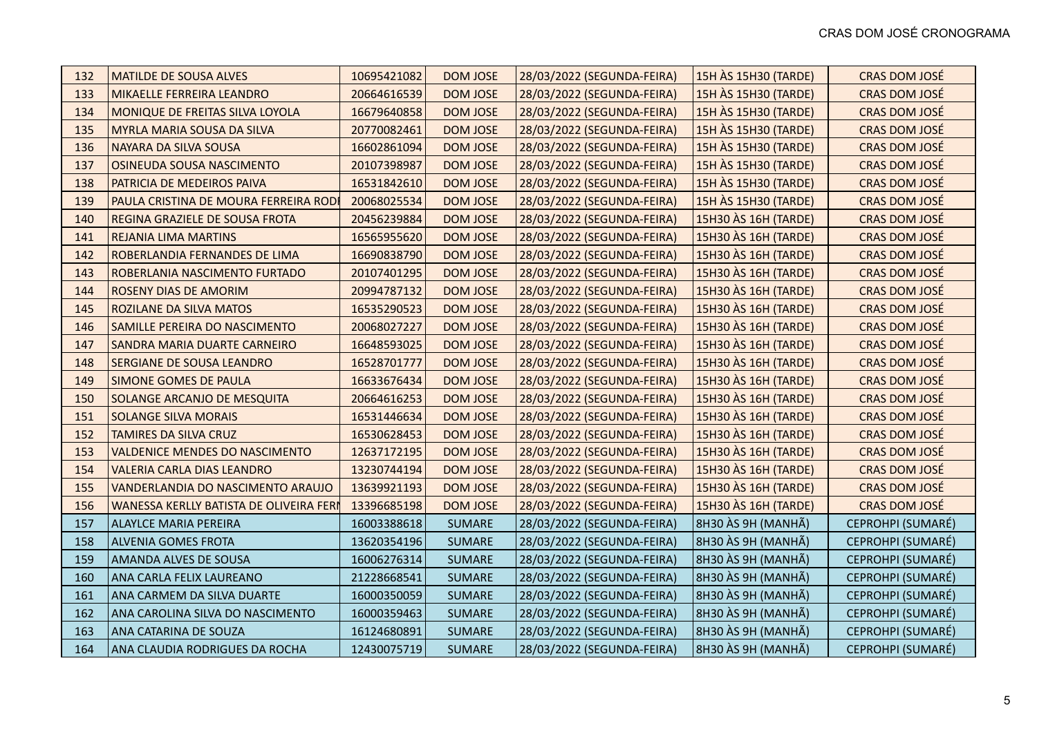| 132 | MATILDE DE SOUSA ALVES | 10695421082 | DOM JOSE | 28/03/2022 (SEGUNDA-FEIRA) | 15H ÀS 15H30 (TARDE) | CRAS DOM JOSÉ |
|---|---|---|---|---|---|---|
| 133 | MIKAELLE FERREIRA LEANDRO | 20664616539 | DOM JOSE | 28/03/2022 (SEGUNDA-FEIRA) | 15H ÀS 15H30 (TARDE) | CRAS DOM JOSÉ |
| 134 | MONIQUE DE FREITAS SILVA LOYOLA | 16679640858 | DOM JOSE | 28/03/2022 (SEGUNDA-FEIRA) | 15H ÀS 15H30 (TARDE) | CRAS DOM JOSÉ |
| 135 | MYRLA MARIA SOUSA DA SILVA | 20770082461 | DOM JOSE | 28/03/2022 (SEGUNDA-FEIRA) | 15H ÀS 15H30 (TARDE) | CRAS DOM JOSÉ |
| 136 | NAYARA DA SILVA SOUSA | 16602861094 | DOM JOSE | 28/03/2022 (SEGUNDA-FEIRA) | 15H ÀS 15H30 (TARDE) | CRAS DOM JOSÉ |
| 137 | OSINEUDA SOUSA NASCIMENTO | 20107398987 | DOM JOSE | 28/03/2022 (SEGUNDA-FEIRA) | 15H ÀS 15H30 (TARDE) | CRAS DOM JOSÉ |
| 138 | PATRICIA DE MEDEIROS PAIVA | 16531842610 | DOM JOSE | 28/03/2022 (SEGUNDA-FEIRA) | 15H ÀS 15H30 (TARDE) | CRAS DOM JOSÉ |
| 139 | PAULA CRISTINA DE MOURA FERREIRA RODI | 20068025534 | DOM JOSE | 28/03/2022 (SEGUNDA-FEIRA) | 15H ÀS 15H30 (TARDE) | CRAS DOM JOSÉ |
| 140 | REGINA GRAZIELE DE SOUSA FROTA | 20456239884 | DOM JOSE | 28/03/2022 (SEGUNDA-FEIRA) | 15H30 ÀS 16H (TARDE) | CRAS DOM JOSÉ |
| 141 | REJANIA LIMA MARTINS | 16565955620 | DOM JOSE | 28/03/2022 (SEGUNDA-FEIRA) | 15H30 ÀS 16H (TARDE) | CRAS DOM JOSÉ |
| 142 | ROBERLANDIA FERNANDES DE LIMA | 16690838790 | DOM JOSE | 28/03/2022 (SEGUNDA-FEIRA) | 15H30 ÀS 16H (TARDE) | CRAS DOM JOSÉ |
| 143 | ROBERLANIA NASCIMENTO FURTADO | 20107401295 | DOM JOSE | 28/03/2022 (SEGUNDA-FEIRA) | 15H30 ÀS 16H (TARDE) | CRAS DOM JOSÉ |
| 144 | ROSENY DIAS DE AMORIM | 20994787132 | DOM JOSE | 28/03/2022 (SEGUNDA-FEIRA) | 15H30 ÀS 16H (TARDE) | CRAS DOM JOSÉ |
| 145 | ROZILANE DA SILVA MATOS | 16535290523 | DOM JOSE | 28/03/2022 (SEGUNDA-FEIRA) | 15H30 ÀS 16H (TARDE) | CRAS DOM JOSÉ |
| 146 | SAMILLE PEREIRA DO NASCIMENTO | 20068027227 | DOM JOSE | 28/03/2022 (SEGUNDA-FEIRA) | 15H30 ÀS 16H (TARDE) | CRAS DOM JOSÉ |
| 147 | SANDRA MARIA DUARTE CARNEIRO | 16648593025 | DOM JOSE | 28/03/2022 (SEGUNDA-FEIRA) | 15H30 ÀS 16H (TARDE) | CRAS DOM JOSÉ |
| 148 | SERGIANE DE SOUSA LEANDRO | 16528701777 | DOM JOSE | 28/03/2022 (SEGUNDA-FEIRA) | 15H30 ÀS 16H (TARDE) | CRAS DOM JOSÉ |
| 149 | SIMONE GOMES DE PAULA | 16633676434 | DOM JOSE | 28/03/2022 (SEGUNDA-FEIRA) | 15H30 ÀS 16H (TARDE) | CRAS DOM JOSÉ |
| 150 | SOLANGE ARCANJO DE MESQUITA | 20664616253 | DOM JOSE | 28/03/2022 (SEGUNDA-FEIRA) | 15H30 ÀS 16H (TARDE) | CRAS DOM JOSÉ |
| 151 | SOLANGE SILVA MORAIS | 16531446634 | DOM JOSE | 28/03/2022 (SEGUNDA-FEIRA) | 15H30 ÀS 16H (TARDE) | CRAS DOM JOSÉ |
| 152 | TAMIRES DA SILVA CRUZ | 16530628453 | DOM JOSE | 28/03/2022 (SEGUNDA-FEIRA) | 15H30 ÀS 16H (TARDE) | CRAS DOM JOSÉ |
| 153 | VALDENICE MENDES DO NASCIMENTO | 12637172195 | DOM JOSE | 28/03/2022 (SEGUNDA-FEIRA) | 15H30 ÀS 16H (TARDE) | CRAS DOM JOSÉ |
| 154 | VALERIA CARLA DIAS LEANDRO | 13230744194 | DOM JOSE | 28/03/2022 (SEGUNDA-FEIRA) | 15H30 ÀS 16H (TARDE) | CRAS DOM JOSÉ |
| 155 | VANDERLANDIA DO NASCIMENTO ARAUJO | 13639921193 | DOM JOSE | 28/03/2022 (SEGUNDA-FEIRA) | 15H30 ÀS 16H (TARDE) | CRAS DOM JOSÉ |
| 156 | WANESSA KERLLY BATISTA DE OLIVEIRA FERI | 13396685198 | DOM JOSE | 28/03/2022 (SEGUNDA-FEIRA) | 15H30 ÀS 16H (TARDE) | CRAS DOM JOSÉ |
| 157 | ALAYLCE MARIA PEREIRA | 16003388618 | SUMARE | 28/03/2022 (SEGUNDA-FEIRA) | 8H30 ÀS 9H (MANHÃ) | CEPROHPI (SUMARÉ) |
| 158 | ALVENIA GOMES FROTA | 13620354196 | SUMARE | 28/03/2022 (SEGUNDA-FEIRA) | 8H30 ÀS 9H (MANHÃ) | CEPROHPI (SUMARÉ) |
| 159 | AMANDA ALVES DE SOUSA | 16006276314 | SUMARE | 28/03/2022 (SEGUNDA-FEIRA) | 8H30 ÀS 9H (MANHÃ) | CEPROHPI (SUMARÉ) |
| 160 | ANA CARLA FELIX LAUREANO | 21228668541 | SUMARE | 28/03/2022 (SEGUNDA-FEIRA) | 8H30 ÀS 9H (MANHÃ) | CEPROHPI (SUMARÉ) |
| 161 | ANA CARMEM DA SILVA DUARTE | 16000350059 | SUMARE | 28/03/2022 (SEGUNDA-FEIRA) | 8H30 ÀS 9H (MANHÃ) | CEPROHPI (SUMARÉ) |
| 162 | ANA CAROLINA SILVA DO NASCIMENTO | 16000359463 | SUMARE | 28/03/2022 (SEGUNDA-FEIRA) | 8H30 ÀS 9H (MANHÃ) | CEPROHPI (SUMARÉ) |
| 163 | ANA CATARINA DE SOUZA | 16124680891 | SUMARE | 28/03/2022 (SEGUNDA-FEIRA) | 8H30 ÀS 9H (MANHÃ) | CEPROHPI (SUMARÉ) |
| 164 | ANA CLAUDIA RODRIGUES DA ROCHA | 12430075719 | SUMARE | 28/03/2022 (SEGUNDA-FEIRA) | 8H30 ÀS 9H (MANHÃ) | CEPROHPI (SUMARÉ) |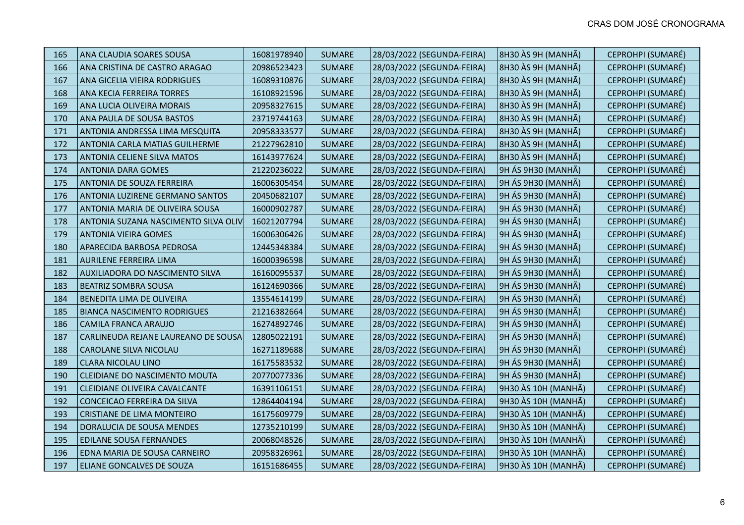| 165 | ANA CLAUDIA SOARES SOUSA | 16081978940 | SUMARE | 28/03/2022 (SEGUNDA-FEIRA) | 8H30 ÀS 9H (MANHÃ) | CEPROHPI (SUMARÉ) |
|---|---|---|---|---|---|---|
| 166 | ANA CRISTINA DE CASTRO ARAGAO | 20986523423 | SUMARE | 28/03/2022 (SEGUNDA-FEIRA) | 8H30 ÀS 9H (MANHÃ) | CEPROHPI (SUMARÉ) |
| 167 | ANA GICELIA VIEIRA RODRIGUES | 16089310876 | SUMARE | 28/03/2022 (SEGUNDA-FEIRA) | 8H30 ÀS 9H (MANHÃ) | CEPROHPI (SUMARÉ) |
| 168 | ANA KECIA FERREIRA TORRES | 16108921596 | SUMARE | 28/03/2022 (SEGUNDA-FEIRA) | 8H30 ÀS 9H (MANHÃ) | CEPROHPI (SUMARÉ) |
| 169 | ANA LUCIA OLIVEIRA MORAIS | 20958327615 | SUMARE | 28/03/2022 (SEGUNDA-FEIRA) | 8H30 ÀS 9H (MANHÃ) | CEPROHPI (SUMARÉ) |
| 170 | ANA PAULA DE SOUSA BASTOS | 23719744163 | SUMARE | 28/03/2022 (SEGUNDA-FEIRA) | 8H30 ÀS 9H (MANHÃ) | CEPROHPI (SUMARÉ) |
| 171 | ANTONIA ANDRESSA LIMA MESQUITA | 20958333577 | SUMARE | 28/03/2022 (SEGUNDA-FEIRA) | 8H30 ÀS 9H (MANHÃ) | CEPROHPI (SUMARÉ) |
| 172 | ANTONIA CARLA MATIAS GUILHERME | 21227962810 | SUMARE | 28/03/2022 (SEGUNDA-FEIRA) | 8H30 ÀS 9H (MANHÃ) | CEPROHPI (SUMARÉ) |
| 173 | ANTONIA CELIENE SILVA MATOS | 16143977624 | SUMARE | 28/03/2022 (SEGUNDA-FEIRA) | 8H30 ÀS 9H (MANHÃ) | CEPROHPI (SUMARÉ) |
| 174 | ANTONIA DARA GOMES | 21220236022 | SUMARE | 28/03/2022 (SEGUNDA-FEIRA) | 9H ÁS 9H30 (MANHÃ) | CEPROHPI (SUMARÉ) |
| 175 | ANTONIA DE SOUZA FERREIRA | 16006305454 | SUMARE | 28/03/2022 (SEGUNDA-FEIRA) | 9H ÁS 9H30 (MANHÃ) | CEPROHPI (SUMARÉ) |
| 176 | ANTONIA LUZIRENE GERMANO SANTOS | 20450682107 | SUMARE | 28/03/2022 (SEGUNDA-FEIRA) | 9H ÁS 9H30 (MANHÃ) | CEPROHPI (SUMARÉ) |
| 177 | ANTONIA MARIA DE OLIVEIRA SOUSA | 16000902787 | SUMARE | 28/03/2022 (SEGUNDA-FEIRA) | 9H ÁS 9H30 (MANHÃ) | CEPROHPI (SUMARÉ) |
| 178 | ANTONIA SUZANA NASCIMENTO SILVA OLIV | 16021207794 | SUMARE | 28/03/2022 (SEGUNDA-FEIRA) | 9H ÁS 9H30 (MANHÃ) | CEPROHPI (SUMARÉ) |
| 179 | ANTONIA VIEIRA GOMES | 16006306426 | SUMARE | 28/03/2022 (SEGUNDA-FEIRA) | 9H ÁS 9H30 (MANHÃ) | CEPROHPI (SUMARÉ) |
| 180 | APARECIDA BARBOSA PEDROSA | 12445348384 | SUMARE | 28/03/2022 (SEGUNDA-FEIRA) | 9H ÁS 9H30 (MANHÃ) | CEPROHPI (SUMARÉ) |
| 181 | AURILENE FERREIRA LIMA | 16000396598 | SUMARE | 28/03/2022 (SEGUNDA-FEIRA) | 9H ÁS 9H30 (MANHÃ) | CEPROHPI (SUMARÉ) |
| 182 | AUXILIADORA DO NASCIMENTO SILVA | 16160095537 | SUMARE | 28/03/2022 (SEGUNDA-FEIRA) | 9H ÁS 9H30 (MANHÃ) | CEPROHPI (SUMARÉ) |
| 183 | BEATRIZ SOMBRA SOUSA | 16124690366 | SUMARE | 28/03/2022 (SEGUNDA-FEIRA) | 9H ÁS 9H30 (MANHÃ) | CEPROHPI (SUMARÉ) |
| 184 | BENEDITA LIMA DE OLIVEIRA | 13554614199 | SUMARE | 28/03/2022 (SEGUNDA-FEIRA) | 9H ÁS 9H30 (MANHÃ) | CEPROHPI (SUMARÉ) |
| 185 | BIANCA NASCIMENTO RODRIGUES | 21216382664 | SUMARE | 28/03/2022 (SEGUNDA-FEIRA) | 9H ÁS 9H30 (MANHÃ) | CEPROHPI (SUMARÉ) |
| 186 | CAMILA FRANCA ARAUJO | 16274892746 | SUMARE | 28/03/2022 (SEGUNDA-FEIRA) | 9H ÁS 9H30 (MANHÃ) | CEPROHPI (SUMARÉ) |
| 187 | CARLINEUDA REJANE LAUREANO DE SOUSA | 12805022191 | SUMARE | 28/03/2022 (SEGUNDA-FEIRA) | 9H ÁS 9H30 (MANHÃ) | CEPROHPI (SUMARÉ) |
| 188 | CAROLANE SILVA NICOLAU | 16271189688 | SUMARE | 28/03/2022 (SEGUNDA-FEIRA) | 9H ÁS 9H30 (MANHÃ) | CEPROHPI (SUMARÉ) |
| 189 | CLARA NICOLAU LINO | 16175583532 | SUMARE | 28/03/2022 (SEGUNDA-FEIRA) | 9H ÁS 9H30 (MANHÃ) | CEPROHPI (SUMARÉ) |
| 190 | CLEIDIANE DO NASCIMENTO MOUTA | 20770077336 | SUMARE | 28/03/2022 (SEGUNDA-FEIRA) | 9H ÁS 9H30 (MANHÃ) | CEPROHPI (SUMARÉ) |
| 191 | CLEIDIANE OLIVEIRA CAVALCANTE | 16391106151 | SUMARE | 28/03/2022 (SEGUNDA-FEIRA) | 9H30 ÀS 10H (MANHÃ) | CEPROHPI (SUMARÉ) |
| 192 | CONCEICAO FERREIRA DA SILVA | 12864404194 | SUMARE | 28/03/2022 (SEGUNDA-FEIRA) | 9H30 ÀS 10H (MANHÃ) | CEPROHPI (SUMARÉ) |
| 193 | CRISTIANE DE LIMA MONTEIRO | 16175609779 | SUMARE | 28/03/2022 (SEGUNDA-FEIRA) | 9H30 ÀS 10H (MANHÃ) | CEPROHPI (SUMARÉ) |
| 194 | DORALUCIA DE SOUSA MENDES | 12735210199 | SUMARE | 28/03/2022 (SEGUNDA-FEIRA) | 9H30 ÀS 10H (MANHÃ) | CEPROHPI (SUMARÉ) |
| 195 | EDILANE SOUSA FERNANDES | 20068048526 | SUMARE | 28/03/2022 (SEGUNDA-FEIRA) | 9H30 ÀS 10H (MANHÃ) | CEPROHPI (SUMARÉ) |
| 196 | EDNA MARIA DE SOUSA CARNEIRO | 20958326961 | SUMARE | 28/03/2022 (SEGUNDA-FEIRA) | 9H30 ÀS 10H (MANHÃ) | CEPROHPI (SUMARÉ) |
| 197 | ELIANE GONCALVES DE SOUZA | 16151686455 | SUMARE | 28/03/2022 (SEGUNDA-FEIRA) | 9H30 ÀS 10H (MANHÃ) | CEPROHPI (SUMARÉ) |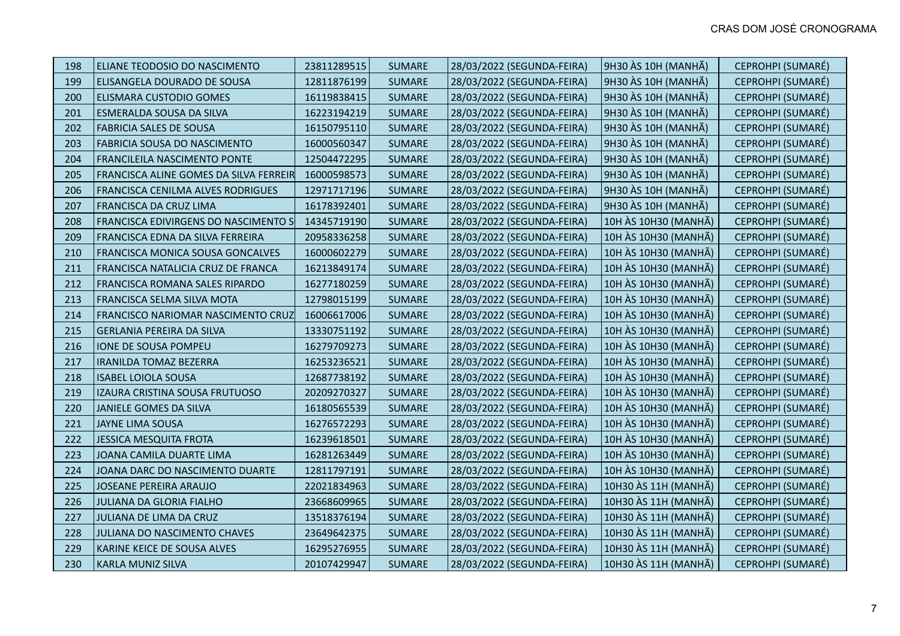| 198 | ELIANE TEODOSIO DO NASCIMENTO | 23811289515 | SUMARE | 28/03/2022 (SEGUNDA-FEIRA) | 9H30 ÀS 10H (MANHÃ) | CEPROHPI (SUMARÉ) |
|---|---|---|---|---|---|---|
| 199 | ELISANGELA DOURADO DE SOUSA | 12811876199 | SUMARE | 28/03/2022 (SEGUNDA-FEIRA) | 9H30 ÀS 10H (MANHÃ) | CEPROHPI (SUMARÉ) |
| 200 | ELISMARA CUSTODIO GOMES | 16119838415 | SUMARE | 28/03/2022 (SEGUNDA-FEIRA) | 9H30 ÀS 10H (MANHÃ) | CEPROHPI (SUMARÉ) |
| 201 | ESMERALDA SOUSA DA SILVA | 16223194219 | SUMARE | 28/03/2022 (SEGUNDA-FEIRA) | 9H30 ÀS 10H (MANHÃ) | CEPROHPI (SUMARÉ) |
| 202 | FABRICIA SALES DE SOUSA | 16150795110 | SUMARE | 28/03/2022 (SEGUNDA-FEIRA) | 9H30 ÀS 10H (MANHÃ) | CEPROHPI (SUMARÉ) |
| 203 | FABRICIA SOUSA DO NASCIMENTO | 16000560347 | SUMARE | 28/03/2022 (SEGUNDA-FEIRA) | 9H30 ÀS 10H (MANHÃ) | CEPROHPI (SUMARÉ) |
| 204 | FRANCILEILA NASCIMENTO PONTE | 12504472295 | SUMARE | 28/03/2022 (SEGUNDA-FEIRA) | 9H30 ÀS 10H (MANHÃ) | CEPROHPI (SUMARÉ) |
| 205 | FRANCISCA ALINE GOMES DA SILVA FERREIR | 16000598573 | SUMARE | 28/03/2022 (SEGUNDA-FEIRA) | 9H30 ÀS 10H (MANHÃ) | CEPROHPI (SUMARÉ) |
| 206 | FRANCISCA CENILMA ALVES RODRIGUES | 12971717196 | SUMARE | 28/03/2022 (SEGUNDA-FEIRA) | 9H30 ÀS 10H (MANHÃ) | CEPROHPI (SUMARÉ) |
| 207 | FRANCISCA DA CRUZ LIMA | 16178392401 | SUMARE | 28/03/2022 (SEGUNDA-FEIRA) | 9H30 ÀS 10H (MANHÃ) | CEPROHPI (SUMARÉ) |
| 208 | FRANCISCA EDIVIRGENS DO NASCIMENTO S | 14345719190 | SUMARE | 28/03/2022 (SEGUNDA-FEIRA) | 10H ÀS 10H30 (MANHÃ) | CEPROHPI (SUMARÉ) |
| 209 | FRANCISCA EDNA DA SILVA FERREIRA | 20958336258 | SUMARE | 28/03/2022 (SEGUNDA-FEIRA) | 10H ÀS 10H30 (MANHÃ) | CEPROHPI (SUMARÉ) |
| 210 | FRANCISCA MONICA SOUSA GONCALVES | 16000602279 | SUMARE | 28/03/2022 (SEGUNDA-FEIRA) | 10H ÀS 10H30 (MANHÃ) | CEPROHPI (SUMARÉ) |
| 211 | FRANCISCA NATALICIA CRUZ DE FRANCA | 16213849174 | SUMARE | 28/03/2022 (SEGUNDA-FEIRA) | 10H ÀS 10H30 (MANHÃ) | CEPROHPI (SUMARÉ) |
| 212 | FRANCISCA ROMANA SALES RIPARDO | 16277180259 | SUMARE | 28/03/2022 (SEGUNDA-FEIRA) | 10H ÀS 10H30 (MANHÃ) | CEPROHPI (SUMARÉ) |
| 213 | FRANCISCA SELMA SILVA MOTA | 12798015199 | SUMARE | 28/03/2022 (SEGUNDA-FEIRA) | 10H ÀS 10H30 (MANHÃ) | CEPROHPI (SUMARÉ) |
| 214 | FRANCISCO NARIOMAR NASCIMENTO CRUZ | 16006617006 | SUMARE | 28/03/2022 (SEGUNDA-FEIRA) | 10H ÀS 10H30 (MANHÃ) | CEPROHPI (SUMARÉ) |
| 215 | GERLANIA PEREIRA DA SILVA | 13330751192 | SUMARE | 28/03/2022 (SEGUNDA-FEIRA) | 10H ÀS 10H30 (MANHÃ) | CEPROHPI (SUMARÉ) |
| 216 | IONE DE SOUSA POMPEU | 16279709273 | SUMARE | 28/03/2022 (SEGUNDA-FEIRA) | 10H ÀS 10H30 (MANHÃ) | CEPROHPI (SUMARÉ) |
| 217 | IRANILDA TOMAZ BEZERRA | 16253236521 | SUMARE | 28/03/2022 (SEGUNDA-FEIRA) | 10H ÀS 10H30 (MANHÃ) | CEPROHPI (SUMARÉ) |
| 218 | ISABEL LOIOLA SOUSA | 12687738192 | SUMARE | 28/03/2022 (SEGUNDA-FEIRA) | 10H ÀS 10H30 (MANHÃ) | CEPROHPI (SUMARÉ) |
| 219 | IZAURA CRISTINA SOUSA FRUTUOSO | 20209270327 | SUMARE | 28/03/2022 (SEGUNDA-FEIRA) | 10H ÀS 10H30 (MANHÃ) | CEPROHPI (SUMARÉ) |
| 220 | JANIELE GOMES DA SILVA | 16180565539 | SUMARE | 28/03/2022 (SEGUNDA-FEIRA) | 10H ÀS 10H30 (MANHÃ) | CEPROHPI (SUMARÉ) |
| 221 | JAYNE LIMA SOUSA | 16276572293 | SUMARE | 28/03/2022 (SEGUNDA-FEIRA) | 10H ÀS 10H30 (MANHÃ) | CEPROHPI (SUMARÉ) |
| 222 | JESSICA MESQUITA FROTA | 16239618501 | SUMARE | 28/03/2022 (SEGUNDA-FEIRA) | 10H ÀS 10H30 (MANHÃ) | CEPROHPI (SUMARÉ) |
| 223 | JOANA CAMILA DUARTE LIMA | 16281263449 | SUMARE | 28/03/2022 (SEGUNDA-FEIRA) | 10H ÀS 10H30 (MANHÃ) | CEPROHPI (SUMARÉ) |
| 224 | JOANA DARC DO NASCIMENTO DUARTE | 12811797191 | SUMARE | 28/03/2022 (SEGUNDA-FEIRA) | 10H ÀS 10H30 (MANHÃ) | CEPROHPI (SUMARÉ) |
| 225 | JOSEANE PEREIRA ARAUJO | 22021834963 | SUMARE | 28/03/2022 (SEGUNDA-FEIRA) | 10H30 ÀS 11H (MANHÃ) | CEPROHPI (SUMARÉ) |
| 226 | JULIANA DA GLORIA FIALHO | 23668609965 | SUMARE | 28/03/2022 (SEGUNDA-FEIRA) | 10H30 ÀS 11H (MANHÃ) | CEPROHPI (SUMARÉ) |
| 227 | JULIANA DE LIMA DA CRUZ | 13518376194 | SUMARE | 28/03/2022 (SEGUNDA-FEIRA) | 10H30 ÀS 11H (MANHÃ) | CEPROHPI (SUMARÉ) |
| 228 | JULIANA DO NASCIMENTO CHAVES | 23649642375 | SUMARE | 28/03/2022 (SEGUNDA-FEIRA) | 10H30 ÀS 11H (MANHÃ) | CEPROHPI (SUMARÉ) |
| 229 | KARINE KEICE DE SOUSA ALVES | 16295276955 | SUMARE | 28/03/2022 (SEGUNDA-FEIRA) | 10H30 ÀS 11H (MANHÃ) | CEPROHPI (SUMARÉ) |
| 230 | KARLA MUNIZ SILVA | 20107429947 | SUMARE | 28/03/2022 (SEGUNDA-FEIRA) | 10H30 ÀS 11H (MANHÃ) | CEPROHPI (SUMARÉ) |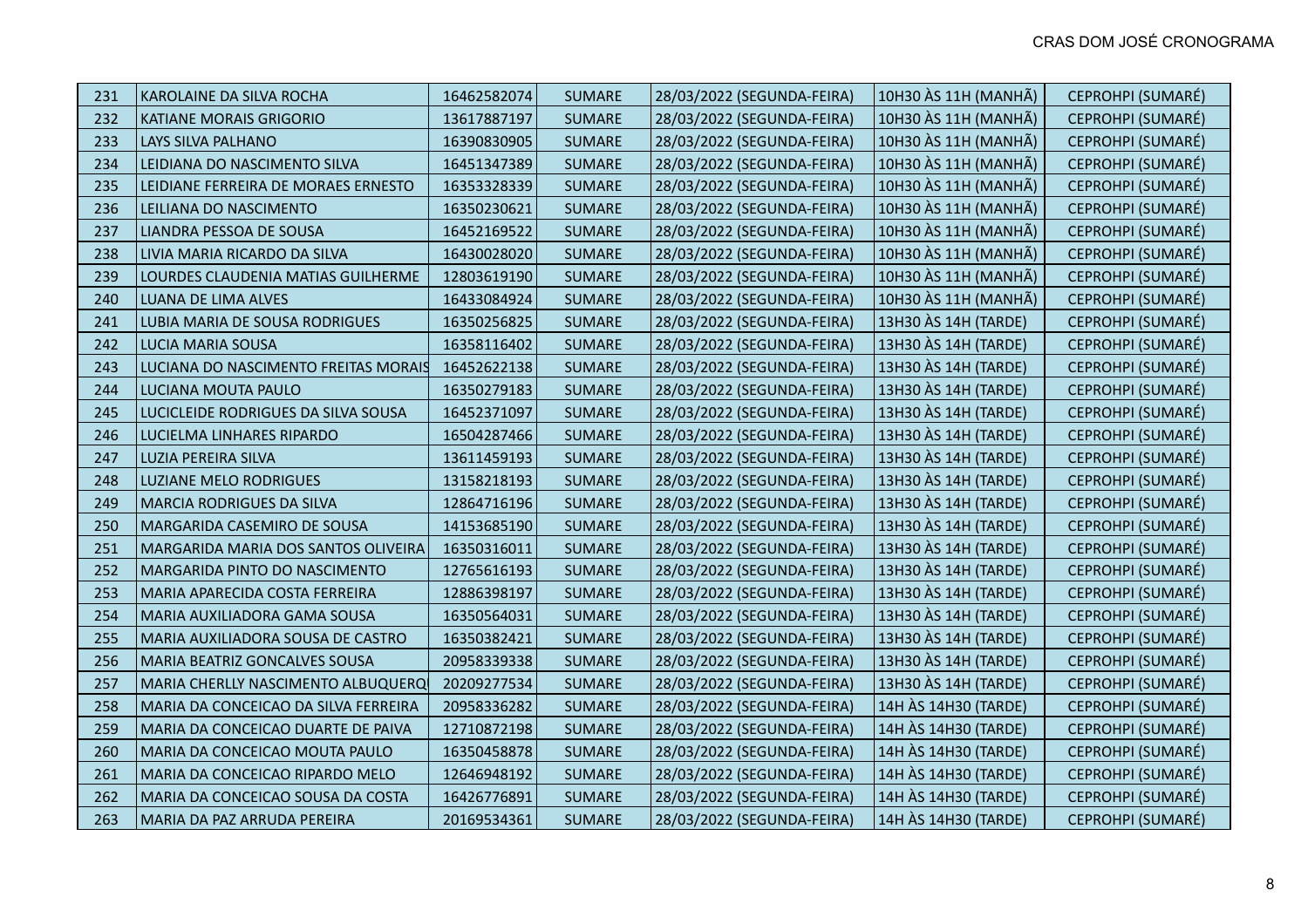| 231 | KAROLAINE DA SILVA ROCHA | 16462582074 | SUMARE | 28/03/2022 (SEGUNDA-FEIRA) | 10H30 ÀS 11H (MANHÃ) | CEPROHPI (SUMARÉ) |
|---|---|---|---|---|---|---|
| 232 | KATIANE MORAIS GRIGORIO | 13617887197 | SUMARE | 28/03/2022 (SEGUNDA-FEIRA) | 10H30 ÀS 11H (MANHÃ) | CEPROHPI (SUMARÉ) |
| 233 | LAYS SILVA PALHANO | 16390830905 | SUMARE | 28/03/2022 (SEGUNDA-FEIRA) | 10H30 ÀS 11H (MANHÃ) | CEPROHPI (SUMARÉ) |
| 234 | LEIDIANA DO NASCIMENTO SILVA | 16451347389 | SUMARE | 28/03/2022 (SEGUNDA-FEIRA) | 10H30 ÀS 11H (MANHÃ) | CEPROHPI (SUMARÉ) |
| 235 | LEIDIANE FERREIRA DE MORAES ERNESTO | 16353328339 | SUMARE | 28/03/2022 (SEGUNDA-FEIRA) | 10H30 ÀS 11H (MANHÃ) | CEPROHPI (SUMARÉ) |
| 236 | LEILIANA DO NASCIMENTO | 16350230621 | SUMARE | 28/03/2022 (SEGUNDA-FEIRA) | 10H30 ÀS 11H (MANHÃ) | CEPROHPI (SUMARÉ) |
| 237 | LIANDRA PESSOA DE SOUSA | 16452169522 | SUMARE | 28/03/2022 (SEGUNDA-FEIRA) | 10H30 ÀS 11H (MANHÃ) | CEPROHPI (SUMARÉ) |
| 238 | LIVIA MARIA RICARDO DA SILVA | 16430028020 | SUMARE | 28/03/2022 (SEGUNDA-FEIRA) | 10H30 ÀS 11H (MANHÃ) | CEPROHPI (SUMARÉ) |
| 239 | LOURDES CLAUDENIA MATIAS GUILHERME | 12803619190 | SUMARE | 28/03/2022 (SEGUNDA-FEIRA) | 10H30 ÀS 11H (MANHÃ) | CEPROHPI (SUMARÉ) |
| 240 | LUANA DE LIMA ALVES | 16433084924 | SUMARE | 28/03/2022 (SEGUNDA-FEIRA) | 10H30 ÀS 11H (MANHÃ) | CEPROHPI (SUMARÉ) |
| 241 | LUBIA MARIA DE SOUSA RODRIGUES | 16350256825 | SUMARE | 28/03/2022 (SEGUNDA-FEIRA) | 13H30 ÀS 14H (TARDE) | CEPROHPI (SUMARÉ) |
| 242 | LUCIA MARIA SOUSA | 16358116402 | SUMARE | 28/03/2022 (SEGUNDA-FEIRA) | 13H30 ÀS 14H (TARDE) | CEPROHPI (SUMARÉ) |
| 243 | LUCIANA DO NASCIMENTO FREITAS MORAIS | 16452622138 | SUMARE | 28/03/2022 (SEGUNDA-FEIRA) | 13H30 ÀS 14H (TARDE) | CEPROHPI (SUMARÉ) |
| 244 | LUCIANA MOUTA PAULO | 16350279183 | SUMARE | 28/03/2022 (SEGUNDA-FEIRA) | 13H30 ÀS 14H (TARDE) | CEPROHPI (SUMARÉ) |
| 245 | LUCICLEIDE RODRIGUES DA SILVA SOUSA | 16452371097 | SUMARE | 28/03/2022 (SEGUNDA-FEIRA) | 13H30 ÀS 14H (TARDE) | CEPROHPI (SUMARÉ) |
| 246 | LUCIELMA LINHARES RIPARDO | 16504287466 | SUMARE | 28/03/2022 (SEGUNDA-FEIRA) | 13H30 ÀS 14H (TARDE) | CEPROHPI (SUMARÉ) |
| 247 | LUZIA PEREIRA SILVA | 13611459193 | SUMARE | 28/03/2022 (SEGUNDA-FEIRA) | 13H30 ÀS 14H (TARDE) | CEPROHPI (SUMARÉ) |
| 248 | LUZIANE MELO RODRIGUES | 13158218193 | SUMARE | 28/03/2022 (SEGUNDA-FEIRA) | 13H30 ÀS 14H (TARDE) | CEPROHPI (SUMARÉ) |
| 249 | MARCIA RODRIGUES DA SILVA | 12864716196 | SUMARE | 28/03/2022 (SEGUNDA-FEIRA) | 13H30 ÀS 14H (TARDE) | CEPROHPI (SUMARÉ) |
| 250 | MARGARIDA CASEMIRO DE SOUSA | 14153685190 | SUMARE | 28/03/2022 (SEGUNDA-FEIRA) | 13H30 ÀS 14H (TARDE) | CEPROHPI (SUMARÉ) |
| 251 | MARGARIDA MARIA DOS SANTOS OLIVEIRA | 16350316011 | SUMARE | 28/03/2022 (SEGUNDA-FEIRA) | 13H30 ÀS 14H (TARDE) | CEPROHPI (SUMARÉ) |
| 252 | MARGARIDA PINTO DO NASCIMENTO | 12765616193 | SUMARE | 28/03/2022 (SEGUNDA-FEIRA) | 13H30 ÀS 14H (TARDE) | CEPROHPI (SUMARÉ) |
| 253 | MARIA APARECIDA COSTA FERREIRA | 12886398197 | SUMARE | 28/03/2022 (SEGUNDA-FEIRA) | 13H30 ÀS 14H (TARDE) | CEPROHPI (SUMARÉ) |
| 254 | MARIA AUXILIADORA GAMA SOUSA | 16350564031 | SUMARE | 28/03/2022 (SEGUNDA-FEIRA) | 13H30 ÀS 14H (TARDE) | CEPROHPI (SUMARÉ) |
| 255 | MARIA AUXILIADORA SOUSA DE CASTRO | 16350382421 | SUMARE | 28/03/2022 (SEGUNDA-FEIRA) | 13H30 ÀS 14H (TARDE) | CEPROHPI (SUMARÉ) |
| 256 | MARIA BEATRIZ GONCALVES SOUSA | 20958339338 | SUMARE | 28/03/2022 (SEGUNDA-FEIRA) | 13H30 ÀS 14H (TARDE) | CEPROHPI (SUMARÉ) |
| 257 | MARIA CHERLLY NASCIMENTO ALBUQUERQ | 20209277534 | SUMARE | 28/03/2022 (SEGUNDA-FEIRA) | 13H30 ÀS 14H (TARDE) | CEPROHPI (SUMARÉ) |
| 258 | MARIA DA CONCEICAO DA SILVA FERREIRA | 20958336282 | SUMARE | 28/03/2022 (SEGUNDA-FEIRA) | 14H ÀS 14H30 (TARDE) | CEPROHPI (SUMARÉ) |
| 259 | MARIA DA CONCEICAO DUARTE DE PAIVA | 12710872198 | SUMARE | 28/03/2022 (SEGUNDA-FEIRA) | 14H ÀS 14H30 (TARDE) | CEPROHPI (SUMARÉ) |
| 260 | MARIA DA CONCEICAO MOUTA PAULO | 16350458878 | SUMARE | 28/03/2022 (SEGUNDA-FEIRA) | 14H ÀS 14H30 (TARDE) | CEPROHPI (SUMARÉ) |
| 261 | MARIA DA CONCEICAO RIPARDO MELO | 12646948192 | SUMARE | 28/03/2022 (SEGUNDA-FEIRA) | 14H ÀS 14H30 (TARDE) | CEPROHPI (SUMARÉ) |
| 262 | MARIA DA CONCEICAO SOUSA DA COSTA | 16426776891 | SUMARE | 28/03/2022 (SEGUNDA-FEIRA) | 14H ÀS 14H30 (TARDE) | CEPROHPI (SUMARÉ) |
| 263 | MARIA DA PAZ ARRUDA PEREIRA | 20169534361 | SUMARE | 28/03/2022 (SEGUNDA-FEIRA) | 14H ÀS 14H30 (TARDE) | CEPROHPI (SUMARÉ) |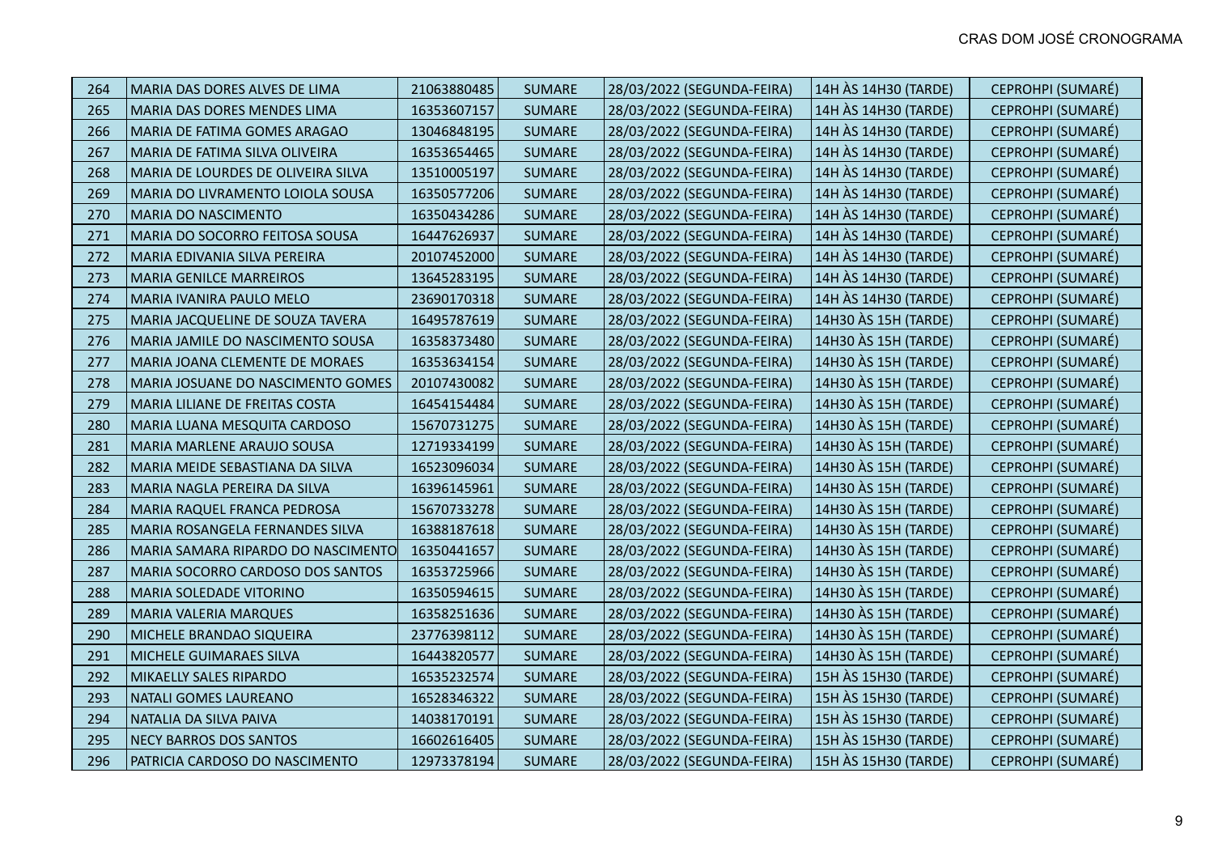| 264 | MARIA DAS DORES ALVES DE LIMA | 21063880485 | SUMARE | 28/03/2022 (SEGUNDA-FEIRA) | 14H ÀS 14H30 (TARDE) | CEPROHPI (SUMARÉ) |
|---|---|---|---|---|---|---|
| 265 | MARIA DAS DORES MENDES LIMA | 16353607157 | SUMARE | 28/03/2022 (SEGUNDA-FEIRA) | 14H ÀS 14H30 (TARDE) | CEPROHPI (SUMARÉ) |
| 266 | MARIA DE FATIMA GOMES ARAGAO | 13046848195 | SUMARE | 28/03/2022 (SEGUNDA-FEIRA) | 14H ÀS 14H30 (TARDE) | CEPROHPI (SUMARÉ) |
| 267 | MARIA DE FATIMA SILVA OLIVEIRA | 16353654465 | SUMARE | 28/03/2022 (SEGUNDA-FEIRA) | 14H ÀS 14H30 (TARDE) | CEPROHPI (SUMARÉ) |
| 268 | MARIA DE LOURDES DE OLIVEIRA SILVA | 13510005197 | SUMARE | 28/03/2022 (SEGUNDA-FEIRA) | 14H ÀS 14H30 (TARDE) | CEPROHPI (SUMARÉ) |
| 269 | MARIA DO LIVRAMENTO LOIOLA SOUSA | 16350577206 | SUMARE | 28/03/2022 (SEGUNDA-FEIRA) | 14H ÀS 14H30 (TARDE) | CEPROHPI (SUMARÉ) |
| 270 | MARIA DO NASCIMENTO | 16350434286 | SUMARE | 28/03/2022 (SEGUNDA-FEIRA) | 14H ÀS 14H30 (TARDE) | CEPROHPI (SUMARÉ) |
| 271 | MARIA DO SOCORRO FEITOSA SOUSA | 16447626937 | SUMARE | 28/03/2022 (SEGUNDA-FEIRA) | 14H ÀS 14H30 (TARDE) | CEPROHPI (SUMARÉ) |
| 272 | MARIA EDIVANIA SILVA PEREIRA | 20107452000 | SUMARE | 28/03/2022 (SEGUNDA-FEIRA) | 14H ÀS 14H30 (TARDE) | CEPROHPI (SUMARÉ) |
| 273 | MARIA GENILCE MARREIROS | 13645283195 | SUMARE | 28/03/2022 (SEGUNDA-FEIRA) | 14H ÀS 14H30 (TARDE) | CEPROHPI (SUMARÉ) |
| 274 | MARIA IVANIRA PAULO MELO | 23690170318 | SUMARE | 28/03/2022 (SEGUNDA-FEIRA) | 14H ÀS 14H30 (TARDE) | CEPROHPI (SUMARÉ) |
| 275 | MARIA JACQUELINE DE SOUZA TAVERA | 16495787619 | SUMARE | 28/03/2022 (SEGUNDA-FEIRA) | 14H30 ÀS 15H (TARDE) | CEPROHPI (SUMARÉ) |
| 276 | MARIA JAMILE DO NASCIMENTO SOUSA | 16358373480 | SUMARE | 28/03/2022 (SEGUNDA-FEIRA) | 14H30 ÀS 15H (TARDE) | CEPROHPI (SUMARÉ) |
| 277 | MARIA JOANA CLEMENTE DE MORAES | 16353634154 | SUMARE | 28/03/2022 (SEGUNDA-FEIRA) | 14H30 ÀS 15H (TARDE) | CEPROHPI (SUMARÉ) |
| 278 | MARIA JOSUANE DO NASCIMENTO GOMES | 20107430082 | SUMARE | 28/03/2022 (SEGUNDA-FEIRA) | 14H30 ÀS 15H (TARDE) | CEPROHPI (SUMARÉ) |
| 279 | MARIA LILIANE DE FREITAS COSTA | 16454154484 | SUMARE | 28/03/2022 (SEGUNDA-FEIRA) | 14H30 ÀS 15H (TARDE) | CEPROHPI (SUMARÉ) |
| 280 | MARIA LUANA MESQUITA CARDOSO | 15670731275 | SUMARE | 28/03/2022 (SEGUNDA-FEIRA) | 14H30 ÀS 15H (TARDE) | CEPROHPI (SUMARÉ) |
| 281 | MARIA MARLENE ARAUJO SOUSA | 12719334199 | SUMARE | 28/03/2022 (SEGUNDA-FEIRA) | 14H30 ÀS 15H (TARDE) | CEPROHPI (SUMARÉ) |
| 282 | MARIA MEIDE SEBASTIANA DA SILVA | 16523096034 | SUMARE | 28/03/2022 (SEGUNDA-FEIRA) | 14H30 ÀS 15H (TARDE) | CEPROHPI (SUMARÉ) |
| 283 | MARIA NAGLA PEREIRA DA SILVA | 16396145961 | SUMARE | 28/03/2022 (SEGUNDA-FEIRA) | 14H30 ÀS 15H (TARDE) | CEPROHPI (SUMARÉ) |
| 284 | MARIA RAQUEL FRANCA PEDROSA | 15670733278 | SUMARE | 28/03/2022 (SEGUNDA-FEIRA) | 14H30 ÀS 15H (TARDE) | CEPROHPI (SUMARÉ) |
| 285 | MARIA ROSANGELA FERNANDES SILVA | 16388187618 | SUMARE | 28/03/2022 (SEGUNDA-FEIRA) | 14H30 ÀS 15H (TARDE) | CEPROHPI (SUMARÉ) |
| 286 | MARIA SAMARA RIPARDO DO NASCIMENTO | 16350441657 | SUMARE | 28/03/2022 (SEGUNDA-FEIRA) | 14H30 ÀS 15H (TARDE) | CEPROHPI (SUMARÉ) |
| 287 | MARIA SOCORRO CARDOSO DOS SANTOS | 16353725966 | SUMARE | 28/03/2022 (SEGUNDA-FEIRA) | 14H30 ÀS 15H (TARDE) | CEPROHPI (SUMARÉ) |
| 288 | MARIA SOLEDADE VITORINO | 16350594615 | SUMARE | 28/03/2022 (SEGUNDA-FEIRA) | 14H30 ÀS 15H (TARDE) | CEPROHPI (SUMARÉ) |
| 289 | MARIA VALERIA MARQUES | 16358251636 | SUMARE | 28/03/2022 (SEGUNDA-FEIRA) | 14H30 ÀS 15H (TARDE) | CEPROHPI (SUMARÉ) |
| 290 | MICHELE BRANDAO SIQUEIRA | 23776398112 | SUMARE | 28/03/2022 (SEGUNDA-FEIRA) | 14H30 ÀS 15H (TARDE) | CEPROHPI (SUMARÉ) |
| 291 | MICHELE GUIMARAES SILVA | 16443820577 | SUMARE | 28/03/2022 (SEGUNDA-FEIRA) | 14H30 ÀS 15H (TARDE) | CEPROHPI (SUMARÉ) |
| 292 | MIKAELLY SALES RIPARDO | 16535232574 | SUMARE | 28/03/2022 (SEGUNDA-FEIRA) | 15H ÀS 15H30 (TARDE) | CEPROHPI (SUMARÉ) |
| 293 | NATALI GOMES LAUREANO | 16528346322 | SUMARE | 28/03/2022 (SEGUNDA-FEIRA) | 15H ÀS 15H30 (TARDE) | CEPROHPI (SUMARÉ) |
| 294 | NATALIA DA SILVA PAIVA | 14038170191 | SUMARE | 28/03/2022 (SEGUNDA-FEIRA) | 15H ÀS 15H30 (TARDE) | CEPROHPI (SUMARÉ) |
| 295 | NECY BARROS DOS SANTOS | 16602616405 | SUMARE | 28/03/2022 (SEGUNDA-FEIRA) | 15H ÀS 15H30 (TARDE) | CEPROHPI (SUMARÉ) |
| 296 | PATRICIA CARDOSO DO NASCIMENTO | 12973378194 | SUMARE | 28/03/2022 (SEGUNDA-FEIRA) | 15H ÀS 15H30 (TARDE) | CEPROHPI (SUMARÉ) |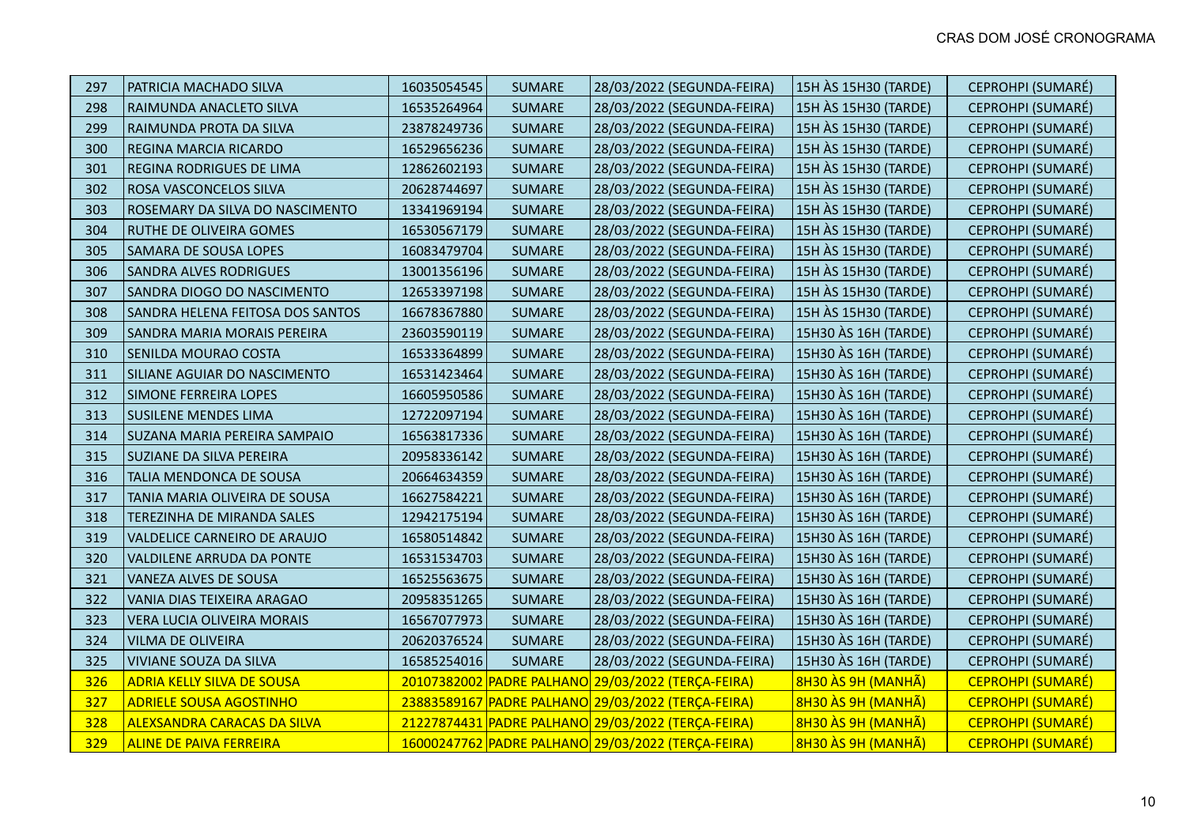| 297 | PATRICIA MACHADO SILVA | 16035054545 | SUMARE | 28/03/2022 (SEGUNDA-FEIRA) | 15H ÀS 15H30 (TARDE) | CEPROHPI (SUMARÉ) |
|---|---|---|---|---|---|---|
| 298 | RAIMUNDA ANACLETO SILVA | 16535264964 | SUMARE | 28/03/2022 (SEGUNDA-FEIRA) | 15H ÀS 15H30 (TARDE) | CEPROHPI (SUMARÉ) |
| 299 | RAIMUNDA PROTA DA SILVA | 23878249736 | SUMARE | 28/03/2022 (SEGUNDA-FEIRA) | 15H ÀS 15H30 (TARDE) | CEPROHPI (SUMARÉ) |
| 300 | REGINA MARCIA RICARDO | 16529656236 | SUMARE | 28/03/2022 (SEGUNDA-FEIRA) | 15H ÀS 15H30 (TARDE) | CEPROHPI (SUMARÉ) |
| 301 | REGINA RODRIGUES DE LIMA | 12862602193 | SUMARE | 28/03/2022 (SEGUNDA-FEIRA) | 15H ÀS 15H30 (TARDE) | CEPROHPI (SUMARÉ) |
| 302 | ROSA VASCONCELOS SILVA | 20628744697 | SUMARE | 28/03/2022 (SEGUNDA-FEIRA) | 15H ÀS 15H30 (TARDE) | CEPROHPI (SUMARÉ) |
| 303 | ROSEMARY DA SILVA DO NASCIMENTO | 13341969194 | SUMARE | 28/03/2022 (SEGUNDA-FEIRA) | 15H ÀS 15H30 (TARDE) | CEPROHPI (SUMARÉ) |
| 304 | RUTHE DE OLIVEIRA GOMES | 16530567179 | SUMARE | 28/03/2022 (SEGUNDA-FEIRA) | 15H ÀS 15H30 (TARDE) | CEPROHPI (SUMARÉ) |
| 305 | SAMARA DE SOUSA LOPES | 16083479704 | SUMARE | 28/03/2022 (SEGUNDA-FEIRA) | 15H ÀS 15H30 (TARDE) | CEPROHPI (SUMARÉ) |
| 306 | SANDRA ALVES RODRIGUES | 13001356196 | SUMARE | 28/03/2022 (SEGUNDA-FEIRA) | 15H ÀS 15H30 (TARDE) | CEPROHPI (SUMARÉ) |
| 307 | SANDRA DIOGO DO NASCIMENTO | 12653397198 | SUMARE | 28/03/2022 (SEGUNDA-FEIRA) | 15H ÀS 15H30 (TARDE) | CEPROHPI (SUMARÉ) |
| 308 | SANDRA HELENA FEITOSA DOS SANTOS | 16678367880 | SUMARE | 28/03/2022 (SEGUNDA-FEIRA) | 15H ÀS 15H30 (TARDE) | CEPROHPI (SUMARÉ) |
| 309 | SANDRA MARIA MORAIS PEREIRA | 23603590119 | SUMARE | 28/03/2022 (SEGUNDA-FEIRA) | 15H30 ÀS 16H (TARDE) | CEPROHPI (SUMARÉ) |
| 310 | SENILDA MOURAO COSTA | 16533364899 | SUMARE | 28/03/2022 (SEGUNDA-FEIRA) | 15H30 ÀS 16H (TARDE) | CEPROHPI (SUMARÉ) |
| 311 | SILIANE AGUIAR DO NASCIMENTO | 16531423464 | SUMARE | 28/03/2022 (SEGUNDA-FEIRA) | 15H30 ÀS 16H (TARDE) | CEPROHPI (SUMARÉ) |
| 312 | SIMONE FERREIRA LOPES | 16605950586 | SUMARE | 28/03/2022 (SEGUNDA-FEIRA) | 15H30 ÀS 16H (TARDE) | CEPROHPI (SUMARÉ) |
| 313 | SUSILENE MENDES LIMA | 12722097194 | SUMARE | 28/03/2022 (SEGUNDA-FEIRA) | 15H30 ÀS 16H (TARDE) | CEPROHPI (SUMARÉ) |
| 314 | SUZANA MARIA PEREIRA SAMPAIO | 16563817336 | SUMARE | 28/03/2022 (SEGUNDA-FEIRA) | 15H30 ÀS 16H (TARDE) | CEPROHPI (SUMARÉ) |
| 315 | SUZIANE DA SILVA PEREIRA | 20958336142 | SUMARE | 28/03/2022 (SEGUNDA-FEIRA) | 15H30 ÀS 16H (TARDE) | CEPROHPI (SUMARÉ) |
| 316 | TALIA MENDONCA DE SOUSA | 20664634359 | SUMARE | 28/03/2022 (SEGUNDA-FEIRA) | 15H30 ÀS 16H (TARDE) | CEPROHPI (SUMARÉ) |
| 317 | TANIA MARIA OLIVEIRA DE SOUSA | 16627584221 | SUMARE | 28/03/2022 (SEGUNDA-FEIRA) | 15H30 ÀS 16H (TARDE) | CEPROHPI (SUMARÉ) |
| 318 | TEREZINHA DE MIRANDA SALES | 12942175194 | SUMARE | 28/03/2022 (SEGUNDA-FEIRA) | 15H30 ÀS 16H (TARDE) | CEPROHPI (SUMARÉ) |
| 319 | VALDELICE CARNEIRO DE ARAUJO | 16580514842 | SUMARE | 28/03/2022 (SEGUNDA-FEIRA) | 15H30 ÀS 16H (TARDE) | CEPROHPI (SUMARÉ) |
| 320 | VALDILENE ARRUDA DA PONTE | 16531534703 | SUMARE | 28/03/2022 (SEGUNDA-FEIRA) | 15H30 ÀS 16H (TARDE) | CEPROHPI (SUMARÉ) |
| 321 | VANEZA ALVES DE SOUSA | 16525563675 | SUMARE | 28/03/2022 (SEGUNDA-FEIRA) | 15H30 ÀS 16H (TARDE) | CEPROHPI (SUMARÉ) |
| 322 | VANIA DIAS TEIXEIRA ARAGAO | 20958351265 | SUMARE | 28/03/2022 (SEGUNDA-FEIRA) | 15H30 ÀS 16H (TARDE) | CEPROHPI (SUMARÉ) |
| 323 | VERA LUCIA OLIVEIRA MORAIS | 16567077973 | SUMARE | 28/03/2022 (SEGUNDA-FEIRA) | 15H30 ÀS 16H (TARDE) | CEPROHPI (SUMARÉ) |
| 324 | VILMA DE OLIVEIRA | 20620376524 | SUMARE | 28/03/2022 (SEGUNDA-FEIRA) | 15H30 ÀS 16H (TARDE) | CEPROHPI (SUMARÉ) |
| 325 | VIVIANE SOUZA DA SILVA | 16585254016 | SUMARE | 28/03/2022 (SEGUNDA-FEIRA) | 15H30 ÀS 16H (TARDE) | CEPROHPI (SUMARÉ) |
| 326 | ADRIA KELLY SILVA DE SOUSA | 20107382002 | PADRE PALHANO | 29/03/2022 (TERÇA-FEIRA) | 8H30 ÀS 9H (MANHÃ) | CEPROHPI (SUMARÉ) |
| 327 | ADRIELE SOUSA AGOSTINHO | 23883589167 | PADRE PALHANO | 29/03/2022 (TERÇA-FEIRA) | 8H30 ÀS 9H (MANHÃ) | CEPROHPI (SUMARÉ) |
| 328 | ALEXSANDRA CARACAS DA SILVA | 21227874431 | PADRE PALHANO | 29/03/2022 (TERÇA-FEIRA) | 8H30 ÀS 9H (MANHÃ) | CEPROHPI (SUMARÉ) |
| 329 | ALINE DE PAIVA FERREIRA | 16000247762 | PADRE PALHANO | 29/03/2022 (TERÇA-FEIRA) | 8H30 ÀS 9H (MANHÃ) | CEPROHPI (SUMARÉ) |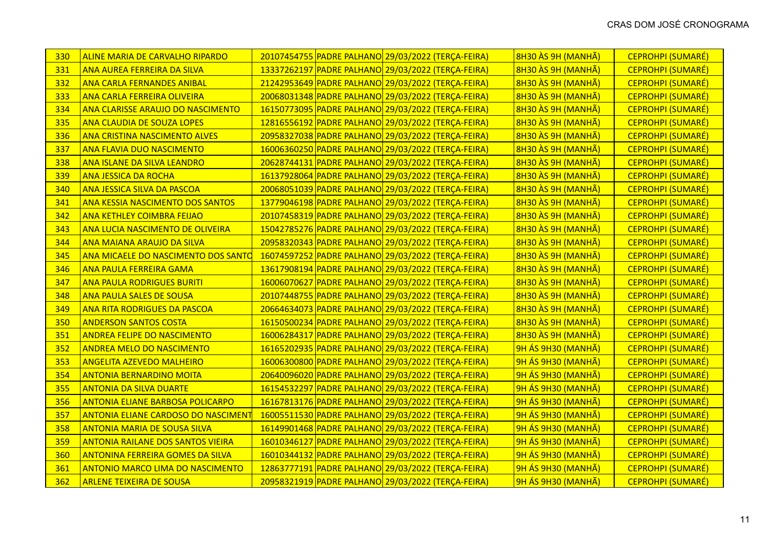| 330 | ALINE MARIA DE CARVALHO RIPARDO | 20107454755 | PADRE PALHANO | 29/03/2022 (TERÇA-FEIRA) | 8H30 ÀS 9H (MANHÃ) | CEPROHPI (SUMARÉ) |
|---|---|---|---|---|---|---|
| 331 | ANA AUREA FERREIRA DA SILVA | 13337262197 | PADRE PALHANO | 29/03/2022 (TERÇA-FEIRA) | 8H30 ÀS 9H (MANHÃ) | CEPROHPI (SUMARÉ) |
| 332 | ANA CARLA FERNANDES ANIBAL | 21242953649 | PADRE PALHANO | 29/03/2022 (TERÇA-FEIRA) | 8H30 ÀS 9H (MANHÃ) | CEPROHPI (SUMARÉ) |
| 333 | ANA CARLA FERREIRA OLIVEIRA | 20068031348 | PADRE PALHANO | 29/03/2022 (TERÇA-FEIRA) | 8H30 ÀS 9H (MANHÃ) | CEPROHPI (SUMARÉ) |
| 334 | ANA CLARISSE ARAUJO DO NASCIMENTO | 16150773095 | PADRE PALHANO | 29/03/2022 (TERÇA-FEIRA) | 8H30 ÀS 9H (MANHÃ) | CEPROHPI (SUMARÉ) |
| 335 | ANA CLAUDIA DE SOUZA LOPES | 12816556192 | PADRE PALHANO | 29/03/2022 (TERÇA-FEIRA) | 8H30 ÀS 9H (MANHÃ) | CEPROHPI (SUMARÉ) |
| 336 | ANA CRISTINA NASCIMENTO ALVES | 20958327038 | PADRE PALHANO | 29/03/2022 (TERÇA-FEIRA) | 8H30 ÀS 9H (MANHÃ) | CEPROHPI (SUMARÉ) |
| 337 | ANA FLAVIA DUO NASCIMENTO | 16006360250 | PADRE PALHANO | 29/03/2022 (TERÇA-FEIRA) | 8H30 ÀS 9H (MANHÃ) | CEPROHPI (SUMARÉ) |
| 338 | ANA ISLANE DA SILVA LEANDRO | 20628744131 | PADRE PALHANO | 29/03/2022 (TERÇA-FEIRA) | 8H30 ÀS 9H (MANHÃ) | CEPROHPI (SUMARÉ) |
| 339 | ANA JESSICA DA ROCHA | 16137928064 | PADRE PALHANO | 29/03/2022 (TERÇA-FEIRA) | 8H30 ÀS 9H (MANHÃ) | CEPROHPI (SUMARÉ) |
| 340 | ANA JESSICA SILVA DA PASCOA | 20068051039 | PADRE PALHANO | 29/03/2022 (TERÇA-FEIRA) | 8H30 ÀS 9H (MANHÃ) | CEPROHPI (SUMARÉ) |
| 341 | ANA KESSIA NASCIMENTO DOS SANTOS | 13779046198 | PADRE PALHANO | 29/03/2022 (TERÇA-FEIRA) | 8H30 ÀS 9H (MANHÃ) | CEPROHPI (SUMARÉ) |
| 342 | ANA KETHLEY COIMBRA FEIJAO | 20107458319 | PADRE PALHANO | 29/03/2022 (TERÇA-FEIRA) | 8H30 ÀS 9H (MANHÃ) | CEPROHPI (SUMARÉ) |
| 343 | ANA LUCIA NASCIMENTO DE OLIVEIRA | 15042785276 | PADRE PALHANO | 29/03/2022 (TERÇA-FEIRA) | 8H30 ÀS 9H (MANHÃ) | CEPROHPI (SUMARÉ) |
| 344 | ANA MAIANA ARAUJO DA SILVA | 20958320343 | PADRE PALHANO | 29/03/2022 (TERÇA-FEIRA) | 8H30 ÀS 9H (MANHÃ) | CEPROHPI (SUMARÉ) |
| 345 | ANA MICAELE DO NASCIMENTO DOS SANTO | 16074597252 | PADRE PALHANO | 29/03/2022 (TERÇA-FEIRA) | 8H30 ÀS 9H (MANHÃ) | CEPROHPI (SUMARÉ) |
| 346 | ANA PAULA FERREIRA GAMA | 13617908194 | PADRE PALHANO | 29/03/2022 (TERÇA-FEIRA) | 8H30 ÀS 9H (MANHÃ) | CEPROHPI (SUMARÉ) |
| 347 | ANA PAULA RODRIGUES BURITI | 16006070627 | PADRE PALHANO | 29/03/2022 (TERÇA-FEIRA) | 8H30 ÀS 9H (MANHÃ) | CEPROHPI (SUMARÉ) |
| 348 | ANA PAULA SALES DE SOUSA | 20107448755 | PADRE PALHANO | 29/03/2022 (TERÇA-FEIRA) | 8H30 ÀS 9H (MANHÃ) | CEPROHPI (SUMARÉ) |
| 349 | ANA RITA RODRIGUES DA PASCOA | 20664634073 | PADRE PALHANO | 29/03/2022 (TERÇA-FEIRA) | 8H30 ÀS 9H (MANHÃ) | CEPROHPI (SUMARÉ) |
| 350 | ANDERSON SANTOS COSTA | 16150500234 | PADRE PALHANO | 29/03/2022 (TERÇA-FEIRA) | 8H30 ÀS 9H (MANHÃ) | CEPROHPI (SUMARÉ) |
| 351 | ANDREA FELIPE DO NASCIMENTO | 16006284317 | PADRE PALHANO | 29/03/2022 (TERÇA-FEIRA) | 8H30 ÀS 9H (MANHÃ) | CEPROHPI (SUMARÉ) |
| 352 | ANDREA MELO DO NASCIMENTO | 16165202935 | PADRE PALHANO | 29/03/2022 (TERÇA-FEIRA) | 9H ÁS 9H30 (MANHÃ) | CEPROHPI (SUMARÉ) |
| 353 | ANGELITA AZEVEDO MALHEIRO | 16006300800 | PADRE PALHANO | 29/03/2022 (TERÇA-FEIRA) | 9H ÁS 9H30 (MANHÃ) | CEPROHPI (SUMARÉ) |
| 354 | ANTONIA BERNARDINO MOITA | 20640096020 | PADRE PALHANO | 29/03/2022 (TERÇA-FEIRA) | 9H ÁS 9H30 (MANHÃ) | CEPROHPI (SUMARÉ) |
| 355 | ANTONIA DA SILVA DUARTE | 16154532297 | PADRE PALHANO | 29/03/2022 (TERÇA-FEIRA) | 9H ÁS 9H30 (MANHÃ) | CEPROHPI (SUMARÉ) |
| 356 | ANTONIA ELIANE BARBOSA POLICARPO | 16167813176 | PADRE PALHANO | 29/03/2022 (TERÇA-FEIRA) | 9H ÁS 9H30 (MANHÃ) | CEPROHPI (SUMARÉ) |
| 357 | ANTONIA ELIANE CARDOSO DO NASCIMENT | 16005511530 | PADRE PALHANO | 29/03/2022 (TERÇA-FEIRA) | 9H ÁS 9H30 (MANHÃ) | CEPROHPI (SUMARÉ) |
| 358 | ANTONIA MARIA DE SOUSA SILVA | 16149901468 | PADRE PALHANO | 29/03/2022 (TERÇA-FEIRA) | 9H ÁS 9H30 (MANHÃ) | CEPROHPI (SUMARÉ) |
| 359 | ANTONIA RAILANE DOS SANTOS VIEIRA | 16010346127 | PADRE PALHANO | 29/03/2022 (TERÇA-FEIRA) | 9H ÁS 9H30 (MANHÃ) | CEPROHPI (SUMARÉ) |
| 360 | ANTONINA FERREIRA GOMES DA SILVA | 16010344132 | PADRE PALHANO | 29/03/2022 (TERÇA-FEIRA) | 9H ÁS 9H30 (MANHÃ) | CEPROHPI (SUMARÉ) |
| 361 | ANTONIO MARCO LIMA DO NASCIMENTO | 12863777191 | PADRE PALHANO | 29/03/2022 (TERÇA-FEIRA) | 9H ÁS 9H30 (MANHÃ) | CEPROHPI (SUMARÉ) |
| 362 | ARLENE TEIXEIRA DE SOUSA | 20958321919 | PADRE PALHANO | 29/03/2022 (TERÇA-FEIRA) | 9H ÁS 9H30 (MANHÃ) | CEPROHPI (SUMARÉ) |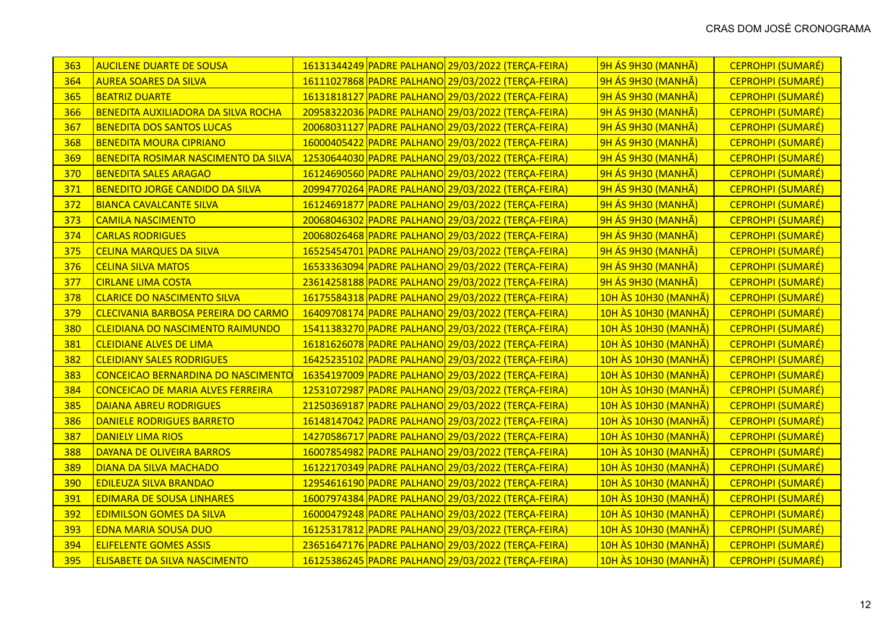| 363 | AUCILENE DUARTE DE SOUSA | 16131344249 | PADRE PALHANO | 29/03/2022 (TERÇA-FEIRA) | 9H ÁS 9H30 (MANHÃ) | CEPROHPI (SUMARÉ) |
|---|---|---|---|---|---|---|
| 364 | AUREA SOARES DA SILVA | 16111027868 | PADRE PALHANO | 29/03/2022 (TERÇA-FEIRA) | 9H ÁS 9H30 (MANHÃ) | CEPROHPI (SUMARÉ) |
| 365 | BEATRIZ DUARTE | 16131818127 | PADRE PALHANO | 29/03/2022 (TERÇA-FEIRA) | 9H ÁS 9H30 (MANHÃ) | CEPROHPI (SUMARÉ) |
| 366 | BENEDITA AUXILIADORA DA SILVA ROCHA | 20958322036 | PADRE PALHANO | 29/03/2022 (TERÇA-FEIRA) | 9H ÁS 9H30 (MANHÃ) | CEPROHPI (SUMARÉ) |
| 367 | BENEDITA DOS SANTOS LUCAS | 20068031127 | PADRE PALHANO | 29/03/2022 (TERÇA-FEIRA) | 9H ÁS 9H30 (MANHÃ) | CEPROHPI (SUMARÉ) |
| 368 | BENEDITA MOURA CIPRIANO | 16000405422 | PADRE PALHANO | 29/03/2022 (TERÇA-FEIRA) | 9H ÁS 9H30 (MANHÃ) | CEPROHPI (SUMARÉ) |
| 369 | BENEDITA ROSIMAR NASCIMENTO DA SILVA | 12530644030 | PADRE PALHANO | 29/03/2022 (TERÇA-FEIRA) | 9H ÁS 9H30 (MANHÃ) | CEPROHPI (SUMARÉ) |
| 370 | BENEDITA SALES ARAGAO | 16124690560 | PADRE PALHANO | 29/03/2022 (TERÇA-FEIRA) | 9H ÁS 9H30 (MANHÃ) | CEPROHPI (SUMARÉ) |
| 371 | BENEDITO JORGE CANDIDO DA SILVA | 20994770264 | PADRE PALHANO | 29/03/2022 (TERÇA-FEIRA) | 9H ÁS 9H30 (MANHÃ) | CEPROHPI (SUMARÉ) |
| 372 | BIANCA CAVALCANTE SILVA | 16124691877 | PADRE PALHANO | 29/03/2022 (TERÇA-FEIRA) | 9H ÁS 9H30 (MANHÃ) | CEPROHPI (SUMARÉ) |
| 373 | CAMILA NASCIMENTO | 20068046302 | PADRE PALHANO | 29/03/2022 (TERÇA-FEIRA) | 9H ÁS 9H30 (MANHÃ) | CEPROHPI (SUMARÉ) |
| 374 | CARLAS RODRIGUES | 20068026468 | PADRE PALHANO | 29/03/2022 (TERÇA-FEIRA) | 9H ÁS 9H30 (MANHÃ) | CEPROHPI (SUMARÉ) |
| 375 | CELINA MARQUES DA SILVA | 16525454701 | PADRE PALHANO | 29/03/2022 (TERÇA-FEIRA) | 9H ÁS 9H30 (MANHÃ) | CEPROHPI (SUMARÉ) |
| 376 | CELINA SILVA MATOS | 16533363094 | PADRE PALHANO | 29/03/2022 (TERÇA-FEIRA) | 9H ÁS 9H30 (MANHÃ) | CEPROHPI (SUMARÉ) |
| 377 | CIRLANE LIMA COSTA | 23614258188 | PADRE PALHANO | 29/03/2022 (TERÇA-FEIRA) | 9H ÁS 9H30 (MANHÃ) | CEPROHPI (SUMARÉ) |
| 378 | CLARICE DO NASCIMENTO SILVA | 16175584318 | PADRE PALHANO | 29/03/2022 (TERÇA-FEIRA) | 10H ÀS 10H30 (MANHÃ) | CEPROHPI (SUMARÉ) |
| 379 | CLECIVANIA BARBOSA PEREIRA DO CARMO | 16409708174 | PADRE PALHANO | 29/03/2022 (TERÇA-FEIRA) | 10H ÀS 10H30 (MANHÃ) | CEPROHPI (SUMARÉ) |
| 380 | CLEIDIANA DO NASCIMENTO RAIMUNDO | 15411383270 | PADRE PALHANO | 29/03/2022 (TERÇA-FEIRA) | 10H ÀS 10H30 (MANHÃ) | CEPROHPI (SUMARÉ) |
| 381 | CLEIDIANE ALVES DE LIMA | 16181626078 | PADRE PALHANO | 29/03/2022 (TERÇA-FEIRA) | 10H ÀS 10H30 (MANHÃ) | CEPROHPI (SUMARÉ) |
| 382 | CLEIDIANY SALES RODRIGUES | 16425235102 | PADRE PALHANO | 29/03/2022 (TERÇA-FEIRA) | 10H ÀS 10H30 (MANHÃ) | CEPROHPI (SUMARÉ) |
| 383 | CONCEICAO BERNARDINA DO NASCIMENTO | 16354197009 | PADRE PALHANO | 29/03/2022 (TERÇA-FEIRA) | 10H ÀS 10H30 (MANHÃ) | CEPROHPI (SUMARÉ) |
| 384 | CONCEICAO DE MARIA ALVES FERREIRA | 12531072987 | PADRE PALHANO | 29/03/2022 (TERÇA-FEIRA) | 10H ÀS 10H30 (MANHÃ) | CEPROHPI (SUMARÉ) |
| 385 | DAIANA ABREU RODRIGUES | 21250369187 | PADRE PALHANO | 29/03/2022 (TERÇA-FEIRA) | 10H ÀS 10H30 (MANHÃ) | CEPROHPI (SUMARÉ) |
| 386 | DANIELE RODRIGUES BARRETO | 16148147042 | PADRE PALHANO | 29/03/2022 (TERÇA-FEIRA) | 10H ÀS 10H30 (MANHÃ) | CEPROHPI (SUMARÉ) |
| 387 | DANIELY LIMA RIOS | 14270586717 | PADRE PALHANO | 29/03/2022 (TERÇA-FEIRA) | 10H ÀS 10H30 (MANHÃ) | CEPROHPI (SUMARÉ) |
| 388 | DAYANA DE OLIVEIRA BARROS | 16007854982 | PADRE PALHANO | 29/03/2022 (TERÇA-FEIRA) | 10H ÀS 10H30 (MANHÃ) | CEPROHPI (SUMARÉ) |
| 389 | DIANA DA SILVA MACHADO | 16122170349 | PADRE PALHANO | 29/03/2022 (TERÇA-FEIRA) | 10H ÀS 10H30 (MANHÃ) | CEPROHPI (SUMARÉ) |
| 390 | EDILEUZA SILVA BRANDAO | 12954616190 | PADRE PALHANO | 29/03/2022 (TERÇA-FEIRA) | 10H ÀS 10H30 (MANHÃ) | CEPROHPI (SUMARÉ) |
| 391 | EDIMARA DE SOUSA LINHARES | 16007974384 | PADRE PALHANO | 29/03/2022 (TERÇA-FEIRA) | 10H ÀS 10H30 (MANHÃ) | CEPROHPI (SUMARÉ) |
| 392 | EDIMILSON GOMES DA SILVA | 16000479248 | PADRE PALHANO | 29/03/2022 (TERÇA-FEIRA) | 10H ÀS 10H30 (MANHÃ) | CEPROHPI (SUMARÉ) |
| 393 | EDNA MARIA SOUSA DUO | 16125317812 | PADRE PALHANO | 29/03/2022 (TERÇA-FEIRA) | 10H ÀS 10H30 (MANHÃ) | CEPROHPI (SUMARÉ) |
| 394 | ELIFELENTE GOMES ASSIS | 23651647176 | PADRE PALHANO | 29/03/2022 (TERÇA-FEIRA) | 10H ÀS 10H30 (MANHÃ) | CEPROHPI (SUMARÉ) |
| 395 | ELISABETE DA SILVA NASCIMENTO | 16125386245 | PADRE PALHANO | 29/03/2022 (TERÇA-FEIRA) | 10H ÀS 10H30 (MANHÃ) | CEPROHPI (SUMARÉ) |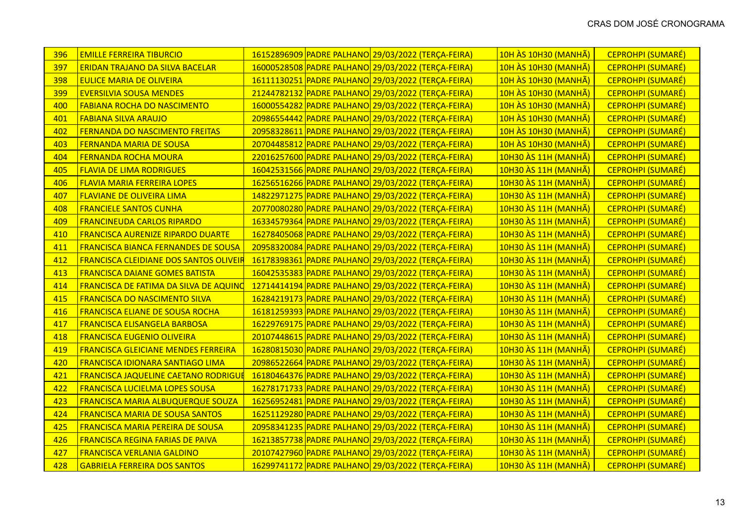| 396 | EMILLE FERREIRA TIBURCIO | 16152896909 | PADRE PALHANO | 29/03/2022 (TERÇA-FEIRA) | 10H ÀS 10H30 (MANHÃ) | CEPROHPI (SUMARÉ) |
|---|---|---|---|---|---|---|
| 397 | ERIDAN TRAJANO DA SILVA BACELAR | 16000528508 | PADRE PALHANO | 29/03/2022 (TERÇA-FEIRA) | 10H ÀS 10H30 (MANHÃ) | CEPROHPI (SUMARÉ) |
| 398 | EULICE MARIA DE OLIVEIRA | 16111130251 | PADRE PALHANO | 29/03/2022 (TERÇA-FEIRA) | 10H ÀS 10H30 (MANHÃ) | CEPROHPI (SUMARÉ) |
| 399 | EVERSILVIA SOUSA MENDES | 21244782132 | PADRE PALHANO | 29/03/2022 (TERÇA-FEIRA) | 10H ÀS 10H30 (MANHÃ) | CEPROHPI (SUMARÉ) |
| 400 | FABIANA ROCHA DO NASCIMENTO | 16000554282 | PADRE PALHANO | 29/03/2022 (TERÇA-FEIRA) | 10H ÀS 10H30 (MANHÃ) | CEPROHPI (SUMARÉ) |
| 401 | FABIANA SILVA ARAUJO | 20986554442 | PADRE PALHANO | 29/03/2022 (TERÇA-FEIRA) | 10H ÀS 10H30 (MANHÃ) | CEPROHPI (SUMARÉ) |
| 402 | FERNANDA DO NASCIMENTO FREITAS | 20958328611 | PADRE PALHANO | 29/03/2022 (TERÇA-FEIRA) | 10H ÀS 10H30 (MANHÃ) | CEPROHPI (SUMARÉ) |
| 403 | FERNANDA MARIA DE SOUSA | 20704485812 | PADRE PALHANO | 29/03/2022 (TERÇA-FEIRA) | 10H ÀS 10H30 (MANHÃ) | CEPROHPI (SUMARÉ) |
| 404 | FERNANDA ROCHA MOURA | 22016257600 | PADRE PALHANO | 29/03/2022 (TERÇA-FEIRA) | 10H30 ÀS 11H (MANHÃ) | CEPROHPI (SUMARÉ) |
| 405 | FLAVIA DE LIMA RODRIGUES | 16042531566 | PADRE PALHANO | 29/03/2022 (TERÇA-FEIRA) | 10H30 ÀS 11H (MANHÃ) | CEPROHPI (SUMARÉ) |
| 406 | FLAVIA MARIA FERREIRA LOPES | 16256516266 | PADRE PALHANO | 29/03/2022 (TERÇA-FEIRA) | 10H30 ÀS 11H (MANHÃ) | CEPROHPI (SUMARÉ) |
| 407 | FLAVIANE DE OLIVEIRA LIMA | 14822971275 | PADRE PALHANO | 29/03/2022 (TERÇA-FEIRA) | 10H30 ÀS 11H (MANHÃ) | CEPROHPI (SUMARÉ) |
| 408 | FRANCIELE SANTOS CUNHA | 20770080280 | PADRE PALHANO | 29/03/2022 (TERÇA-FEIRA) | 10H30 ÀS 11H (MANHÃ) | CEPROHPI (SUMARÉ) |
| 409 | FRANCINEUDA CARLOS RIPARDO | 16334579364 | PADRE PALHANO | 29/03/2022 (TERÇA-FEIRA) | 10H30 ÀS 11H (MANHÃ) | CEPROHPI (SUMARÉ) |
| 410 | FRANCISCA AURENIZE RIPARDO DUARTE | 16278405068 | PADRE PALHANO | 29/03/2022 (TERÇA-FEIRA) | 10H30 ÀS 11H (MANHÃ) | CEPROHPI (SUMARÉ) |
| 411 | FRANCISCA BIANCA FERNANDES DE SOUSA | 20958320084 | PADRE PALHANO | 29/03/2022 (TERÇA-FEIRA) | 10H30 ÀS 11H (MANHÃ) | CEPROHPI (SUMARÉ) |
| 412 | FRANCISCA CLEIDIANE DOS SANTOS OLIVEIR | 16178398361 | PADRE PALHANO | 29/03/2022 (TERÇA-FEIRA) | 10H30 ÀS 11H (MANHÃ) | CEPROHPI (SUMARÉ) |
| 413 | FRANCISCA DAIANE GOMES BATISTA | 16042535383 | PADRE PALHANO | 29/03/2022 (TERÇA-FEIRA) | 10H30 ÀS 11H (MANHÃ) | CEPROHPI (SUMARÉ) |
| 414 | FRANCISCA DE FATIMA DA SILVA DE AQUINO | 12714414194 | PADRE PALHANO | 29/03/2022 (TERÇA-FEIRA) | 10H30 ÀS 11H (MANHÃ) | CEPROHPI (SUMARÉ) |
| 415 | FRANCISCA DO NASCIMENTO SILVA | 16284219173 | PADRE PALHANO | 29/03/2022 (TERÇA-FEIRA) | 10H30 ÀS 11H (MANHÃ) | CEPROHPI (SUMARÉ) |
| 416 | FRANCISCA ELIANE DE SOUSA ROCHA | 16181259393 | PADRE PALHANO | 29/03/2022 (TERÇA-FEIRA) | 10H30 ÀS 11H (MANHÃ) | CEPROHPI (SUMARÉ) |
| 417 | FRANCISCA ELISANGELA BARBOSA | 16229769175 | PADRE PALHANO | 29/03/2022 (TERÇA-FEIRA) | 10H30 ÀS 11H (MANHÃ) | CEPROHPI (SUMARÉ) |
| 418 | FRANCISCA EUGENIO OLIVEIRA | 20107448615 | PADRE PALHANO | 29/03/2022 (TERÇA-FEIRA) | 10H30 ÀS 11H (MANHÃ) | CEPROHPI (SUMARÉ) |
| 419 | FRANCISCA GLEICIANE MENDES FERREIRA | 16280815030 | PADRE PALHANO | 29/03/2022 (TERÇA-FEIRA) | 10H30 ÀS 11H (MANHÃ) | CEPROHPI (SUMARÉ) |
| 420 | FRANCISCA IDIONARA SANTIAGO LIMA | 20986522664 | PADRE PALHANO | 29/03/2022 (TERÇA-FEIRA) | 10H30 ÀS 11H (MANHÃ) | CEPROHPI (SUMARÉ) |
| 421 | FRANCISCA JAQUELINE CAETANO RODRIGUE | 16180464376 | PADRE PALHANO | 29/03/2022 (TERÇA-FEIRA) | 10H30 ÀS 11H (MANHÃ) | CEPROHPI (SUMARÉ) |
| 422 | FRANCISCA LUCIELMA LOPES SOUSA | 16278171733 | PADRE PALHANO | 29/03/2022 (TERÇA-FEIRA) | 10H30 ÀS 11H (MANHÃ) | CEPROHPI (SUMARÉ) |
| 423 | FRANCISCA MARIA ALBUQUERQUE SOUZA | 16256952481 | PADRE PALHANO | 29/03/2022 (TERÇA-FEIRA) | 10H30 ÀS 11H (MANHÃ) | CEPROHPI (SUMARÉ) |
| 424 | FRANCISCA MARIA DE SOUSA SANTOS | 16251129280 | PADRE PALHANO | 29/03/2022 (TERÇA-FEIRA) | 10H30 ÀS 11H (MANHÃ) | CEPROHPI (SUMARÉ) |
| 425 | FRANCISCA MARIA PEREIRA DE SOUSA | 20958341235 | PADRE PALHANO | 29/03/2022 (TERÇA-FEIRA) | 10H30 ÀS 11H (MANHÃ) | CEPROHPI (SUMARÉ) |
| 426 | FRANCISCA REGINA FARIAS DE PAIVA | 16213857738 | PADRE PALHANO | 29/03/2022 (TERÇA-FEIRA) | 10H30 ÀS 11H (MANHÃ) | CEPROHPI (SUMARÉ) |
| 427 | FRANCISCA VERLANIA GALDINO | 20107427960 | PADRE PALHANO | 29/03/2022 (TERÇA-FEIRA) | 10H30 ÀS 11H (MANHÃ) | CEPROHPI (SUMARÉ) |
| 428 | GABRIELA FERREIRA DOS SANTOS | 16299741172 | PADRE PALHANO | 29/03/2022 (TERÇA-FEIRA) | 10H30 ÀS 11H (MANHÃ) | CEPROHPI (SUMARÉ) |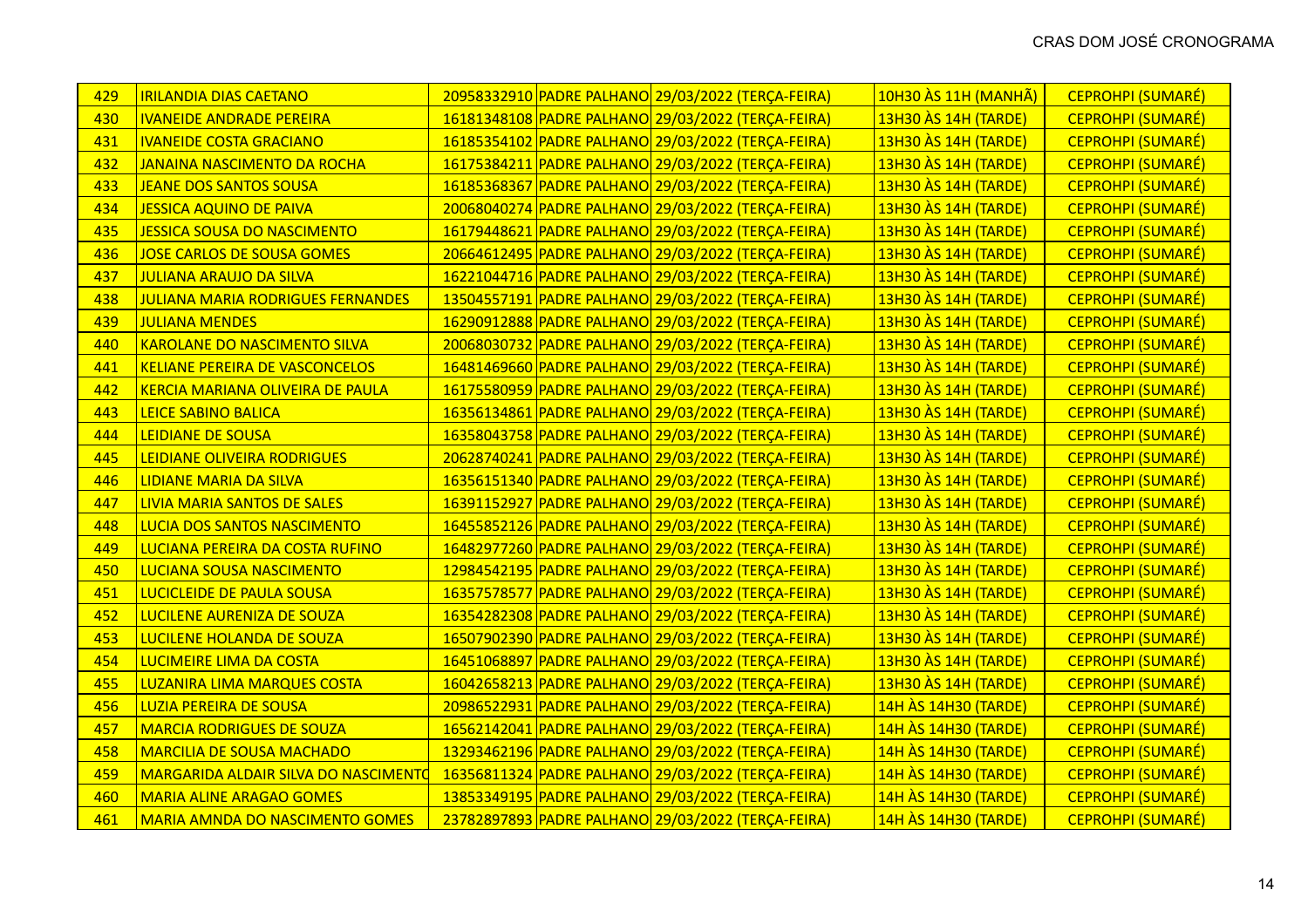| 429 | IRILANDIA DIAS CAETANO | 20958332910 | PADRE PALHANO | 29/03/2022 (TERÇA-FEIRA) | 10H30 ÀS 11H (MANHÃ) | CEPROHPI (SUMARÉ) |
|---|---|---|---|---|---|---|
| 430 | IVANEIDE ANDRADE PEREIRA | 16181348108 | PADRE PALHANO | 29/03/2022 (TERÇA-FEIRA) | 13H30 ÀS 14H (TARDE) | CEPROHPI (SUMARÉ) |
| 431 | IVANEIDE COSTA GRACIANO | 16185354102 | PADRE PALHANO | 29/03/2022 (TERÇA-FEIRA) | 13H30 ÀS 14H (TARDE) | CEPROHPI (SUMARÉ) |
| 432 | JANAINA NASCIMENTO DA ROCHA | 16175384211 | PADRE PALHANO | 29/03/2022 (TERÇA-FEIRA) | 13H30 ÀS 14H (TARDE) | CEPROHPI (SUMARÉ) |
| 433 | JEANE DOS SANTOS SOUSA | 16185368367 | PADRE PALHANO | 29/03/2022 (TERÇA-FEIRA) | 13H30 ÀS 14H (TARDE) | CEPROHPI (SUMARÉ) |
| 434 | JESSICA AQUINO DE PAIVA | 20068040274 | PADRE PALHANO | 29/03/2022 (TERÇA-FEIRA) | 13H30 ÀS 14H (TARDE) | CEPROHPI (SUMARÉ) |
| 435 | JESSICA SOUSA DO NASCIMENTO | 16179448621 | PADRE PALHANO | 29/03/2022 (TERÇA-FEIRA) | 13H30 ÀS 14H (TARDE) | CEPROHPI (SUMARÉ) |
| 436 | JOSE CARLOS DE SOUSA GOMES | 20664612495 | PADRE PALHANO | 29/03/2022 (TERÇA-FEIRA) | 13H30 ÀS 14H (TARDE) | CEPROHPI (SUMARÉ) |
| 437 | JULIANA ARAUJO DA SILVA | 16221044716 | PADRE PALHANO | 29/03/2022 (TERÇA-FEIRA) | 13H30 ÀS 14H (TARDE) | CEPROHPI (SUMARÉ) |
| 438 | JULIANA MARIA RODRIGUES FERNANDES | 13504557191 | PADRE PALHANO | 29/03/2022 (TERÇA-FEIRA) | 13H30 ÀS 14H (TARDE) | CEPROHPI (SUMARÉ) |
| 439 | JULIANA MENDES | 16290912888 | PADRE PALHANO | 29/03/2022 (TERÇA-FEIRA) | 13H30 ÀS 14H (TARDE) | CEPROHPI (SUMARÉ) |
| 440 | KAROLANE DO NASCIMENTO SILVA | 20068030732 | PADRE PALHANO | 29/03/2022 (TERÇA-FEIRA) | 13H30 ÀS 14H (TARDE) | CEPROHPI (SUMARÉ) |
| 441 | KELIANE PEREIRA DE VASCONCELOS | 16481469660 | PADRE PALHANO | 29/03/2022 (TERÇA-FEIRA) | 13H30 ÀS 14H (TARDE) | CEPROHPI (SUMARÉ) |
| 442 | KERCIA MARIANA OLIVEIRA DE PAULA | 16175580959 | PADRE PALHANO | 29/03/2022 (TERÇA-FEIRA) | 13H30 ÀS 14H (TARDE) | CEPROHPI (SUMARÉ) |
| 443 | LEICE SABINO BALICA | 16356134861 | PADRE PALHANO | 29/03/2022 (TERÇA-FEIRA) | 13H30 ÀS 14H (TARDE) | CEPROHPI (SUMARÉ) |
| 444 | LEIDIANE DE SOUSA | 16358043758 | PADRE PALHANO | 29/03/2022 (TERÇA-FEIRA) | 13H30 ÀS 14H (TARDE) | CEPROHPI (SUMARÉ) |
| 445 | LEIDIANE OLIVEIRA RODRIGUES | 20628740241 | PADRE PALHANO | 29/03/2022 (TERÇA-FEIRA) | 13H30 ÀS 14H (TARDE) | CEPROHPI (SUMARÉ) |
| 446 | LIDIANE MARIA DA SILVA | 16356151340 | PADRE PALHANO | 29/03/2022 (TERÇA-FEIRA) | 13H30 ÀS 14H (TARDE) | CEPROHPI (SUMARÉ) |
| 447 | LIVIA MARIA SANTOS DE SALES | 16391152927 | PADRE PALHANO | 29/03/2022 (TERÇA-FEIRA) | 13H30 ÀS 14H (TARDE) | CEPROHPI (SUMARÉ) |
| 448 | LUCIA DOS SANTOS NASCIMENTO | 16455852126 | PADRE PALHANO | 29/03/2022 (TERÇA-FEIRA) | 13H30 ÀS 14H (TARDE) | CEPROHPI (SUMARÉ) |
| 449 | LUCIANA PEREIRA DA COSTA RUFINO | 16482977260 | PADRE PALHANO | 29/03/2022 (TERÇA-FEIRA) | 13H30 ÀS 14H (TARDE) | CEPROHPI (SUMARÉ) |
| 450 | LUCIANA SOUSA NASCIMENTO | 12984542195 | PADRE PALHANO | 29/03/2022 (TERÇA-FEIRA) | 13H30 ÀS 14H (TARDE) | CEPROHPI (SUMARÉ) |
| 451 | LUCICLEIDE DE PAULA SOUSA | 16357578577 | PADRE PALHANO | 29/03/2022 (TERÇA-FEIRA) | 13H30 ÀS 14H (TARDE) | CEPROHPI (SUMARÉ) |
| 452 | LUCILENE AURENIZA DE SOUZA | 16354282308 | PADRE PALHANO | 29/03/2022 (TERÇA-FEIRA) | 13H30 ÀS 14H (TARDE) | CEPROHPI (SUMARÉ) |
| 453 | LUCILENE HOLANDA DE SOUZA | 16507902390 | PADRE PALHANO | 29/03/2022 (TERÇA-FEIRA) | 13H30 ÀS 14H (TARDE) | CEPROHPI (SUMARÉ) |
| 454 | LUCIMEIRE LIMA DA COSTA | 16451068897 | PADRE PALHANO | 29/03/2022 (TERÇA-FEIRA) | 13H30 ÀS 14H (TARDE) | CEPROHPI (SUMARÉ) |
| 455 | LUZANIRA LIMA MARQUES COSTA | 16042658213 | PADRE PALHANO | 29/03/2022 (TERÇA-FEIRA) | 13H30 ÀS 14H (TARDE) | CEPROHPI (SUMARÉ) |
| 456 | LUZIA PEREIRA DE SOUSA | 20986522931 | PADRE PALHANO | 29/03/2022 (TERÇA-FEIRA) | 14H ÀS 14H30 (TARDE) | CEPROHPI (SUMARÉ) |
| 457 | MARCIA RODRIGUES DE SOUZA | 16562142041 | PADRE PALHANO | 29/03/2022 (TERÇA-FEIRA) | 14H ÀS 14H30 (TARDE) | CEPROHPI (SUMARÉ) |
| 458 | MARCILIA DE SOUSA MACHADO | 13293462196 | PADRE PALHANO | 29/03/2022 (TERÇA-FEIRA) | 14H ÀS 14H30 (TARDE) | CEPROHPI (SUMARÉ) |
| 459 | MARGARIDA ALDAIR SILVA DO NASCIMENTO | 16356811324 | PADRE PALHANO | 29/03/2022 (TERÇA-FEIRA) | 14H ÀS 14H30 (TARDE) | CEPROHPI (SUMARÉ) |
| 460 | MARIA ALINE ARAGAO GOMES | 13853349195 | PADRE PALHANO | 29/03/2022 (TERÇA-FEIRA) | 14H ÀS 14H30 (TARDE) | CEPROHPI (SUMARÉ) |
| 461 | MARIA AMNDA DO NASCIMENTO GOMES | 23782897893 | PADRE PALHANO | 29/03/2022 (TERÇA-FEIRA) | 14H ÀS 14H30 (TARDE) | CEPROHPI (SUMARÉ) |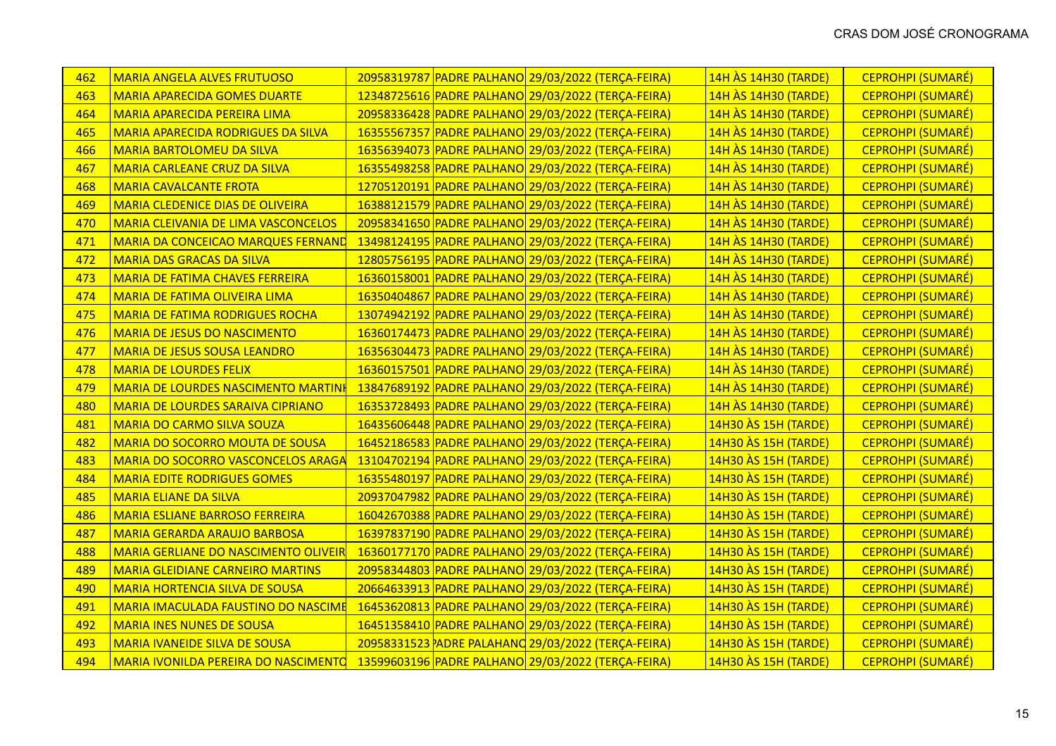| 462 | MARIA ANGELA ALVES FRUTUOSO | 20958319787 | PADRE PALHANO | 29/03/2022 (TERÇA-FEIRA) | 14H ÀS 14H30 (TARDE) | CEPROHPI (SUMARÉ) |
|---|---|---|---|---|---|---|
| 463 | MARIA APARECIDA GOMES DUARTE | 12348725616 | PADRE PALHANO | 29/03/2022 (TERÇA-FEIRA) | 14H ÀS 14H30 (TARDE) | CEPROHPI (SUMARÉ) |
| 464 | MARIA APARECIDA PEREIRA LIMA | 20958336428 | PADRE PALHANO | 29/03/2022 (TERÇA-FEIRA) | 14H ÀS 14H30 (TARDE) | CEPROHPI (SUMARÉ) |
| 465 | MARIA APARECIDA RODRIGUES DA SILVA | 16355567357 | PADRE PALHANO | 29/03/2022 (TERÇA-FEIRA) | 14H ÀS 14H30 (TARDE) | CEPROHPI (SUMARÉ) |
| 466 | MARIA BARTOLOMEU DA SILVA | 16356394073 | PADRE PALHANO | 29/03/2022 (TERÇA-FEIRA) | 14H ÀS 14H30 (TARDE) | CEPROHPI (SUMARÉ) |
| 467 | MARIA CARLEANE CRUZ DA SILVA | 16355498258 | PADRE PALHANO | 29/03/2022 (TERÇA-FEIRA) | 14H ÀS 14H30 (TARDE) | CEPROHPI (SUMARÉ) |
| 468 | MARIA CAVALCANTE FROTA | 12705120191 | PADRE PALHANO | 29/03/2022 (TERÇA-FEIRA) | 14H ÀS 14H30 (TARDE) | CEPROHPI (SUMARÉ) |
| 469 | MARIA CLEDENICE DIAS DE OLIVEIRA | 16388121579 | PADRE PALHANO | 29/03/2022 (TERÇA-FEIRA) | 14H ÀS 14H30 (TARDE) | CEPROHPI (SUMARÉ) |
| 470 | MARIA CLEIVANIA DE LIMA VASCONCELOS | 20958341650 | PADRE PALHANO | 29/03/2022 (TERÇA-FEIRA) | 14H ÀS 14H30 (TARDE) | CEPROHPI (SUMARÉ) |
| 471 | MARIA DA CONCEICAO MARQUES FERNAND | 13498124195 | PADRE PALHANO | 29/03/2022 (TERÇA-FEIRA) | 14H ÀS 14H30 (TARDE) | CEPROHPI (SUMARÉ) |
| 472 | MARIA DAS GRACAS DA SILVA | 12805756195 | PADRE PALHANO | 29/03/2022 (TERÇA-FEIRA) | 14H ÀS 14H30 (TARDE) | CEPROHPI (SUMARÉ) |
| 473 | MARIA DE FATIMA CHAVES FERREIRA | 16360158001 | PADRE PALHANO | 29/03/2022 (TERÇA-FEIRA) | 14H ÀS 14H30 (TARDE) | CEPROHPI (SUMARÉ) |
| 474 | MARIA DE FATIMA OLIVEIRA LIMA | 16350404867 | PADRE PALHANO | 29/03/2022 (TERÇA-FEIRA) | 14H ÀS 14H30 (TARDE) | CEPROHPI (SUMARÉ) |
| 475 | MARIA DE FATIMA RODRIGUES ROCHA | 13074942192 | PADRE PALHANO | 29/03/2022 (TERÇA-FEIRA) | 14H ÀS 14H30 (TARDE) | CEPROHPI (SUMARÉ) |
| 476 | MARIA DE JESUS DO NASCIMENTO | 16360174473 | PADRE PALHANO | 29/03/2022 (TERÇA-FEIRA) | 14H ÀS 14H30 (TARDE) | CEPROHPI (SUMARÉ) |
| 477 | MARIA DE JESUS SOUSA LEANDRO | 16356304473 | PADRE PALHANO | 29/03/2022 (TERÇA-FEIRA) | 14H ÀS 14H30 (TARDE) | CEPROHPI (SUMARÉ) |
| 478 | MARIA DE LOURDES FELIX | 16360157501 | PADRE PALHANO | 29/03/2022 (TERÇA-FEIRA) | 14H ÀS 14H30 (TARDE) | CEPROHPI (SUMARÉ) |
| 479 | MARIA DE LOURDES NASCIMENTO MARTINI | 13847689192 | PADRE PALHANO | 29/03/2022 (TERÇA-FEIRA) | 14H ÀS 14H30 (TARDE) | CEPROHPI (SUMARÉ) |
| 480 | MARIA DE LOURDES SARAIVA CIPRIANO | 16353728493 | PADRE PALHANO | 29/03/2022 (TERÇA-FEIRA) | 14H ÀS 14H30 (TARDE) | CEPROHPI (SUMARÉ) |
| 481 | MARIA DO CARMO SILVA SOUZA | 16435606448 | PADRE PALHANO | 29/03/2022 (TERÇA-FEIRA) | 14H30 ÀS 15H (TARDE) | CEPROHPI (SUMARÉ) |
| 482 | MARIA DO SOCORRO MOUTA DE SOUSA | 16452186583 | PADRE PALHANO | 29/03/2022 (TERÇA-FEIRA) | 14H30 ÀS 15H (TARDE) | CEPROHPI (SUMARÉ) |
| 483 | MARIA DO SOCORRO VASCONCELOS ARAGA | 13104702194 | PADRE PALHANO | 29/03/2022 (TERÇA-FEIRA) | 14H30 ÀS 15H (TARDE) | CEPROHPI (SUMARÉ) |
| 484 | MARIA EDITE RODRIGUES GOMES | 16355480197 | PADRE PALHANO | 29/03/2022 (TERÇA-FEIRA) | 14H30 ÀS 15H (TARDE) | CEPROHPI (SUMARÉ) |
| 485 | MARIA ELIANE DA SILVA | 20937047982 | PADRE PALHANO | 29/03/2022 (TERÇA-FEIRA) | 14H30 ÀS 15H (TARDE) | CEPROHPI (SUMARÉ) |
| 486 | MARIA ESLIANE BARROSO FERREIRA | 16042670388 | PADRE PALHANO | 29/03/2022 (TERÇA-FEIRA) | 14H30 ÀS 15H (TARDE) | CEPROHPI (SUMARÉ) |
| 487 | MARIA GERARDA ARAUJO BARBOSA | 16397837190 | PADRE PALHANO | 29/03/2022 (TERÇA-FEIRA) | 14H30 ÀS 15H (TARDE) | CEPROHPI (SUMARÉ) |
| 488 | MARIA GERLIANE DO NASCIMENTO OLIVEIR | 16360177170 | PADRE PALHANO | 29/03/2022 (TERÇA-FEIRA) | 14H30 ÀS 15H (TARDE) | CEPROHPI (SUMARÉ) |
| 489 | MARIA GLEIDIANE CARNEIRO MARTINS | 20958344803 | PADRE PALHANO | 29/03/2022 (TERÇA-FEIRA) | 14H30 ÀS 15H (TARDE) | CEPROHPI (SUMARÉ) |
| 490 | MARIA HORTENCIA SILVA DE SOUSA | 20664633913 | PADRE PALHANO | 29/03/2022 (TERÇA-FEIRA) | 14H30 ÀS 15H (TARDE) | CEPROHPI (SUMARÉ) |
| 491 | MARIA IMACULADA FAUSTINO DO NASCIME | 16453620813 | PADRE PALHANO | 29/03/2022 (TERÇA-FEIRA) | 14H30 ÀS 15H (TARDE) | CEPROHPI (SUMARÉ) |
| 492 | MARIA INES NUNES DE SOUSA | 16451358410 | PADRE PALHANO | 29/03/2022 (TERÇA-FEIRA) | 14H30 ÀS 15H (TARDE) | CEPROHPI (SUMARÉ) |
| 493 | MARIA IVANEIDE SILVA DE SOUSA | 20958331523 | PADRE PALAHANO | 29/03/2022 (TERÇA-FEIRA) | 14H30 ÀS 15H (TARDE) | CEPROHPI (SUMARÉ) |
| 494 | MARIA IVONILDA PEREIRA DO NASCIMENTO | 13599603196 | PADRE PALHANO | 29/03/2022 (TERÇA-FEIRA) | 14H30 ÀS 15H (TARDE) | CEPROHPI (SUMARÉ) |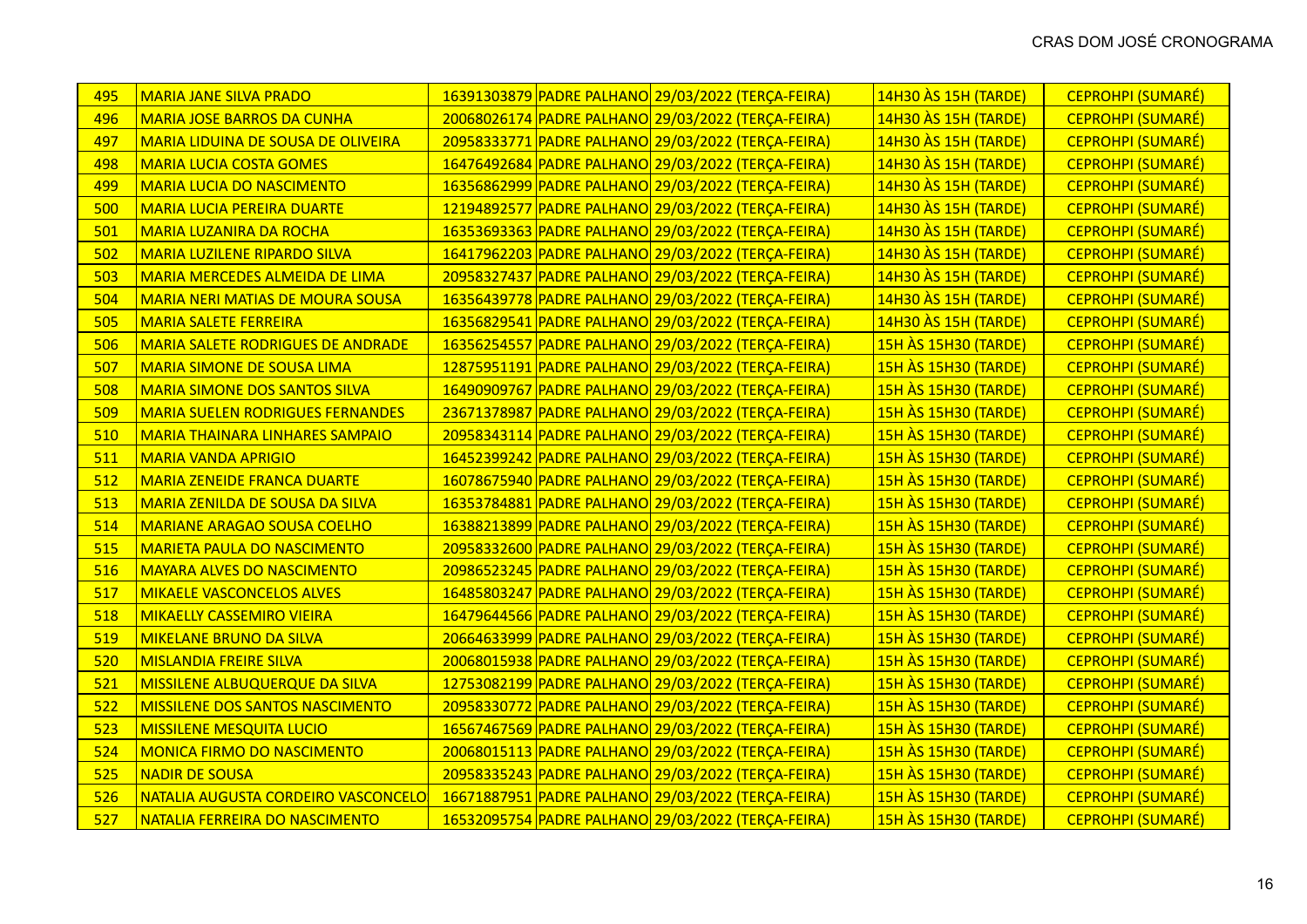| 495 | MARIA JANE SILVA PRADO | 16391303879 | PADRE PALHANO | 29/03/2022 (TERÇA-FEIRA) | 14H30 ÀS 15H (TARDE) | CEPROHPI (SUMARÉ) |
|---|---|---|---|---|---|---|
| 496 | MARIA JOSE BARROS DA CUNHA | 20068026174 | PADRE PALHANO | 29/03/2022 (TERÇA-FEIRA) | 14H30 ÀS 15H (TARDE) | CEPROHPI (SUMARÉ) |
| 497 | MARIA LIDUINA DE SOUSA DE OLIVEIRA | 20958333771 | PADRE PALHANO | 29/03/2022 (TERÇA-FEIRA) | 14H30 ÀS 15H (TARDE) | CEPROHPI (SUMARÉ) |
| 498 | MARIA LUCIA COSTA GOMES | 16476492684 | PADRE PALHANO | 29/03/2022 (TERÇA-FEIRA) | 14H30 ÀS 15H (TARDE) | CEPROHPI (SUMARÉ) |
| 499 | MARIA LUCIA DO NASCIMENTO | 16356862999 | PADRE PALHANO | 29/03/2022 (TERÇA-FEIRA) | 14H30 ÀS 15H (TARDE) | CEPROHPI (SUMARÉ) |
| 500 | MARIA LUCIA PEREIRA DUARTE | 12194892577 | PADRE PALHANO | 29/03/2022 (TERÇA-FEIRA) | 14H30 ÀS 15H (TARDE) | CEPROHPI (SUMARÉ) |
| 501 | MARIA LUZANIRA DA ROCHA | 16353693363 | PADRE PALHANO | 29/03/2022 (TERÇA-FEIRA) | 14H30 ÀS 15H (TARDE) | CEPROHPI (SUMARÉ) |
| 502 | MARIA LUZILENE RIPARDO SILVA | 16417962203 | PADRE PALHANO | 29/03/2022 (TERÇA-FEIRA) | 14H30 ÀS 15H (TARDE) | CEPROHPI (SUMARÉ) |
| 503 | MARIA MERCEDES ALMEIDA DE LIMA | 20958327437 | PADRE PALHANO | 29/03/2022 (TERÇA-FEIRA) | 14H30 ÀS 15H (TARDE) | CEPROHPI (SUMARÉ) |
| 504 | MARIA NERI MATIAS DE MOURA SOUSA | 16356439778 | PADRE PALHANO | 29/03/2022 (TERÇA-FEIRA) | 14H30 ÀS 15H (TARDE) | CEPROHPI (SUMARÉ) |
| 505 | MARIA SALETE FERREIRA | 16356829541 | PADRE PALHANO | 29/03/2022 (TERÇA-FEIRA) | 14H30 ÀS 15H (TARDE) | CEPROHPI (SUMARÉ) |
| 506 | MARIA SALETE RODRIGUES DE ANDRADE | 16356254557 | PADRE PALHANO | 29/03/2022 (TERÇA-FEIRA) | 15H ÀS 15H30 (TARDE) | CEPROHPI (SUMARÉ) |
| 507 | MARIA SIMONE DE SOUSA LIMA | 12875951191 | PADRE PALHANO | 29/03/2022 (TERÇA-FEIRA) | 15H ÀS 15H30 (TARDE) | CEPROHPI (SUMARÉ) |
| 508 | MARIA SIMONE DOS SANTOS SILVA | 16490909767 | PADRE PALHANO | 29/03/2022 (TERÇA-FEIRA) | 15H ÀS 15H30 (TARDE) | CEPROHPI (SUMARÉ) |
| 509 | MARIA SUELEN RODRIGUES FERNANDES | 23671378987 | PADRE PALHANO | 29/03/2022 (TERÇA-FEIRA) | 15H ÀS 15H30 (TARDE) | CEPROHPI (SUMARÉ) |
| 510 | MARIA THAINARA LINHARES SAMPAIO | 20958343114 | PADRE PALHANO | 29/03/2022 (TERÇA-FEIRA) | 15H ÀS 15H30 (TARDE) | CEPROHPI (SUMARÉ) |
| 511 | MARIA VANDA APRIGIO | 16452399242 | PADRE PALHANO | 29/03/2022 (TERÇA-FEIRA) | 15H ÀS 15H30 (TARDE) | CEPROHPI (SUMARÉ) |
| 512 | MARIA ZENEIDE FRANCA DUARTE | 16078675940 | PADRE PALHANO | 29/03/2022 (TERÇA-FEIRA) | 15H ÀS 15H30 (TARDE) | CEPROHPI (SUMARÉ) |
| 513 | MARIA ZENILDA DE SOUSA DA SILVA | 16353784881 | PADRE PALHANO | 29/03/2022 (TERÇA-FEIRA) | 15H ÀS 15H30 (TARDE) | CEPROHPI (SUMARÉ) |
| 514 | MARIANE ARAGAO SOUSA COELHO | 16388213899 | PADRE PALHANO | 29/03/2022 (TERÇA-FEIRA) | 15H ÀS 15H30 (TARDE) | CEPROHPI (SUMARÉ) |
| 515 | MARIETA PAULA DO NASCIMENTO | 20958332600 | PADRE PALHANO | 29/03/2022 (TERÇA-FEIRA) | 15H ÀS 15H30 (TARDE) | CEPROHPI (SUMARÉ) |
| 516 | MAYARA ALVES DO NASCIMENTO | 20986523245 | PADRE PALHANO | 29/03/2022 (TERÇA-FEIRA) | 15H ÀS 15H30 (TARDE) | CEPROHPI (SUMARÉ) |
| 517 | MIKAELE VASCONCELOS ALVES | 16485803247 | PADRE PALHANO | 29/03/2022 (TERÇA-FEIRA) | 15H ÀS 15H30 (TARDE) | CEPROHPI (SUMARÉ) |
| 518 | MIKAELLY CASSEMIRO VIEIRA | 16479644566 | PADRE PALHANO | 29/03/2022 (TERÇA-FEIRA) | 15H ÀS 15H30 (TARDE) | CEPROHPI (SUMARÉ) |
| 519 | MIKELANE BRUNO DA SILVA | 20664633999 | PADRE PALHANO | 29/03/2022 (TERÇA-FEIRA) | 15H ÀS 15H30 (TARDE) | CEPROHPI (SUMARÉ) |
| 520 | MISLANDIA FREIRE SILVA | 20068015938 | PADRE PALHANO | 29/03/2022 (TERÇA-FEIRA) | 15H ÀS 15H30 (TARDE) | CEPROHPI (SUMARÉ) |
| 521 | MISSILENE ALBUQUERQUE DA SILVA | 12753082199 | PADRE PALHANO | 29/03/2022 (TERÇA-FEIRA) | 15H ÀS 15H30 (TARDE) | CEPROHPI (SUMARÉ) |
| 522 | MISSILENE DOS SANTOS NASCIMENTO | 20958330772 | PADRE PALHANO | 29/03/2022 (TERÇA-FEIRA) | 15H ÀS 15H30 (TARDE) | CEPROHPI (SUMARÉ) |
| 523 | MISSILENE MESQUITA LUCIO | 16567467569 | PADRE PALHANO | 29/03/2022 (TERÇA-FEIRA) | 15H ÀS 15H30 (TARDE) | CEPROHPI (SUMARÉ) |
| 524 | MONICA FIRMO DO NASCIMENTO | 20068015113 | PADRE PALHANO | 29/03/2022 (TERÇA-FEIRA) | 15H ÀS 15H30 (TARDE) | CEPROHPI (SUMARÉ) |
| 525 | NADIR DE SOUSA | 20958335243 | PADRE PALHANO | 29/03/2022 (TERÇA-FEIRA) | 15H ÀS 15H30 (TARDE) | CEPROHPI (SUMARÉ) |
| 526 | NATALIA AUGUSTA CORDEIRO VASCONCELO | 16671887951 | PADRE PALHANO | 29/03/2022 (TERÇA-FEIRA) | 15H ÀS 15H30 (TARDE) | CEPROHPI (SUMARÉ) |
| 527 | NATALIA FERREIRA DO NASCIMENTO | 16532095754 | PADRE PALHANO | 29/03/2022 (TERÇA-FEIRA) | 15H ÀS 15H30 (TARDE) | CEPROHPI (SUMARÉ) |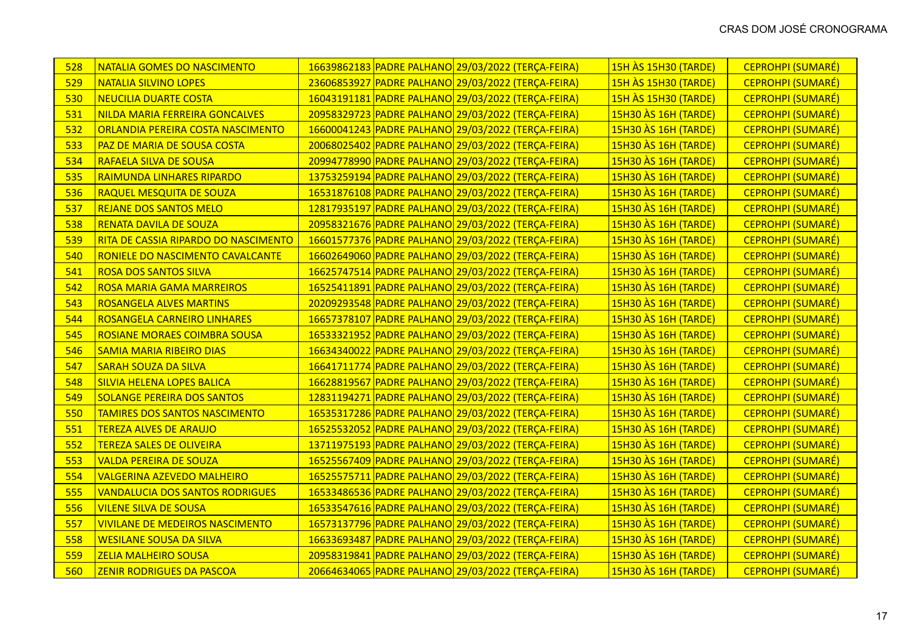| 528 | NATALIA GOMES DO NASCIMENTO | 16639862183 | PADRE PALHANO | 29/03/2022 (TERÇA-FEIRA) | 15H ÀS 15H30 (TARDE) | CEPROHPI (SUMARÉ) |
|---|---|---|---|---|---|---|
| 529 | NATALIA SILVINO LOPES | 23606853927 | PADRE PALHANO | 29/03/2022 (TERÇA-FEIRA) | 15H ÀS 15H30 (TARDE) | CEPROHPI (SUMARÉ) |
| 530 | NEUCILIA DUARTE COSTA | 16043191181 | PADRE PALHANO | 29/03/2022 (TERÇA-FEIRA) | 15H ÀS 15H30 (TARDE) | CEPROHPI (SUMARÉ) |
| 531 | NILDA MARIA FERREIRA GONCALVES | 20958329723 | PADRE PALHANO | 29/03/2022 (TERÇA-FEIRA) | 15H30 ÀS 16H (TARDE) | CEPROHPI (SUMARÉ) |
| 532 | ORLANDIA PEREIRA COSTA NASCIMENTO | 16600041243 | PADRE PALHANO | 29/03/2022 (TERÇA-FEIRA) | 15H30 ÀS 16H (TARDE) | CEPROHPI (SUMARÉ) |
| 533 | PAZ DE MARIA DE SOUSA COSTA | 20068025402 | PADRE PALHANO | 29/03/2022 (TERÇA-FEIRA) | 15H30 ÀS 16H (TARDE) | CEPROHPI (SUMARÉ) |
| 534 | RAFAELA SILVA DE SOUSA | 20994778990 | PADRE PALHANO | 29/03/2022 (TERÇA-FEIRA) | 15H30 ÀS 16H (TARDE) | CEPROHPI (SUMARÉ) |
| 535 | RAIMUNDA LINHARES RIPARDO | 13753259194 | PADRE PALHANO | 29/03/2022 (TERÇA-FEIRA) | 15H30 ÀS 16H (TARDE) | CEPROHPI (SUMARÉ) |
| 536 | RAQUEL MESQUITA DE SOUZA | 16531876108 | PADRE PALHANO | 29/03/2022 (TERÇA-FEIRA) | 15H30 ÀS 16H (TARDE) | CEPROHPI (SUMARÉ) |
| 537 | REJANE DOS SANTOS MELO | 12817935197 | PADRE PALHANO | 29/03/2022 (TERÇA-FEIRA) | 15H30 ÀS 16H (TARDE) | CEPROHPI (SUMARÉ) |
| 538 | RENATA DAVILA DE SOUZA | 20958321676 | PADRE PALHANO | 29/03/2022 (TERÇA-FEIRA) | 15H30 ÀS 16H (TARDE) | CEPROHPI (SUMARÉ) |
| 539 | RITA DE CASSIA RIPARDO DO NASCIMENTO | 16601577376 | PADRE PALHANO | 29/03/2022 (TERÇA-FEIRA) | 15H30 ÀS 16H (TARDE) | CEPROHPI (SUMARÉ) |
| 540 | RONIELE DO NASCIMENTO CAVALCANTE | 16602649060 | PADRE PALHANO | 29/03/2022 (TERÇA-FEIRA) | 15H30 ÀS 16H (TARDE) | CEPROHPI (SUMARÉ) |
| 541 | ROSA DOS SANTOS SILVA | 16625747514 | PADRE PALHANO | 29/03/2022 (TERÇA-FEIRA) | 15H30 ÀS 16H (TARDE) | CEPROHPI (SUMARÉ) |
| 542 | ROSA MARIA GAMA MARREIROS | 16525411891 | PADRE PALHANO | 29/03/2022 (TERÇA-FEIRA) | 15H30 ÀS 16H (TARDE) | CEPROHPI (SUMARÉ) |
| 543 | ROSANGELA ALVES MARTINS | 20209293548 | PADRE PALHANO | 29/03/2022 (TERÇA-FEIRA) | 15H30 ÀS 16H (TARDE) | CEPROHPI (SUMARÉ) |
| 544 | ROSANGELA CARNEIRO LINHARES | 16657378107 | PADRE PALHANO | 29/03/2022 (TERÇA-FEIRA) | 15H30 ÀS 16H (TARDE) | CEPROHPI (SUMARÉ) |
| 545 | ROSIANE MORAES COIMBRA SOUSA | 16533321952 | PADRE PALHANO | 29/03/2022 (TERÇA-FEIRA) | 15H30 ÀS 16H (TARDE) | CEPROHPI (SUMARÉ) |
| 546 | SAMIA MARIA RIBEIRO DIAS | 16634340022 | PADRE PALHANO | 29/03/2022 (TERÇA-FEIRA) | 15H30 ÀS 16H (TARDE) | CEPROHPI (SUMARÉ) |
| 547 | SARAH SOUZA DA SILVA | 16641711774 | PADRE PALHANO | 29/03/2022 (TERÇA-FEIRA) | 15H30 ÀS 16H (TARDE) | CEPROHPI (SUMARÉ) |
| 548 | SILVIA HELENA LOPES BALICA | 16628819567 | PADRE PALHANO | 29/03/2022 (TERÇA-FEIRA) | 15H30 ÀS 16H (TARDE) | CEPROHPI (SUMARÉ) |
| 549 | SOLANGE PEREIRA DOS SANTOS | 12831194271 | PADRE PALHANO | 29/03/2022 (TERÇA-FEIRA) | 15H30 ÀS 16H (TARDE) | CEPROHPI (SUMARÉ) |
| 550 | TAMIRES DOS SANTOS NASCIMENTO | 16535317286 | PADRE PALHANO | 29/03/2022 (TERÇA-FEIRA) | 15H30 ÀS 16H (TARDE) | CEPROHPI (SUMARÉ) |
| 551 | TEREZA ALVES DE ARAUJO | 16525532052 | PADRE PALHANO | 29/03/2022 (TERÇA-FEIRA) | 15H30 ÀS 16H (TARDE) | CEPROHPI (SUMARÉ) |
| 552 | TEREZA SALES DE OLIVEIRA | 13711975193 | PADRE PALHANO | 29/03/2022 (TERÇA-FEIRA) | 15H30 ÀS 16H (TARDE) | CEPROHPI (SUMARÉ) |
| 553 | VALDA PEREIRA DE SOUZA | 16525567409 | PADRE PALHANO | 29/03/2022 (TERÇA-FEIRA) | 15H30 ÀS 16H (TARDE) | CEPROHPI (SUMARÉ) |
| 554 | VALGERINA AZEVEDO MALHEIRO | 16525575711 | PADRE PALHANO | 29/03/2022 (TERÇA-FEIRA) | 15H30 ÀS 16H (TARDE) | CEPROHPI (SUMARÉ) |
| 555 | VANDALUCIA DOS SANTOS RODRIGUES | 16533486536 | PADRE PALHANO | 29/03/2022 (TERÇA-FEIRA) | 15H30 ÀS 16H (TARDE) | CEPROHPI (SUMARÉ) |
| 556 | VILENE SILVA DE SOUSA | 16533547616 | PADRE PALHANO | 29/03/2022 (TERÇA-FEIRA) | 15H30 ÀS 16H (TARDE) | CEPROHPI (SUMARÉ) |
| 557 | VIVILANE DE MEDEIROS NASCIMENTO | 16573137796 | PADRE PALHANO | 29/03/2022 (TERÇA-FEIRA) | 15H30 ÀS 16H (TARDE) | CEPROHPI (SUMARÉ) |
| 558 | WESILANE SOUSA DA SILVA | 16633693487 | PADRE PALHANO | 29/03/2022 (TERÇA-FEIRA) | 15H30 ÀS 16H (TARDE) | CEPROHPI (SUMARÉ) |
| 559 | ZELIA MALHEIRO SOUSA | 20958319841 | PADRE PALHANO | 29/03/2022 (TERÇA-FEIRA) | 15H30 ÀS 16H (TARDE) | CEPROHPI (SUMARÉ) |
| 560 | ZENIR RODRIGUES DA PASCOA | 20664634065 | PADRE PALHANO | 29/03/2022 (TERÇA-FEIRA) | 15H30 ÀS 16H (TARDE) | CEPROHPI (SUMARÉ) |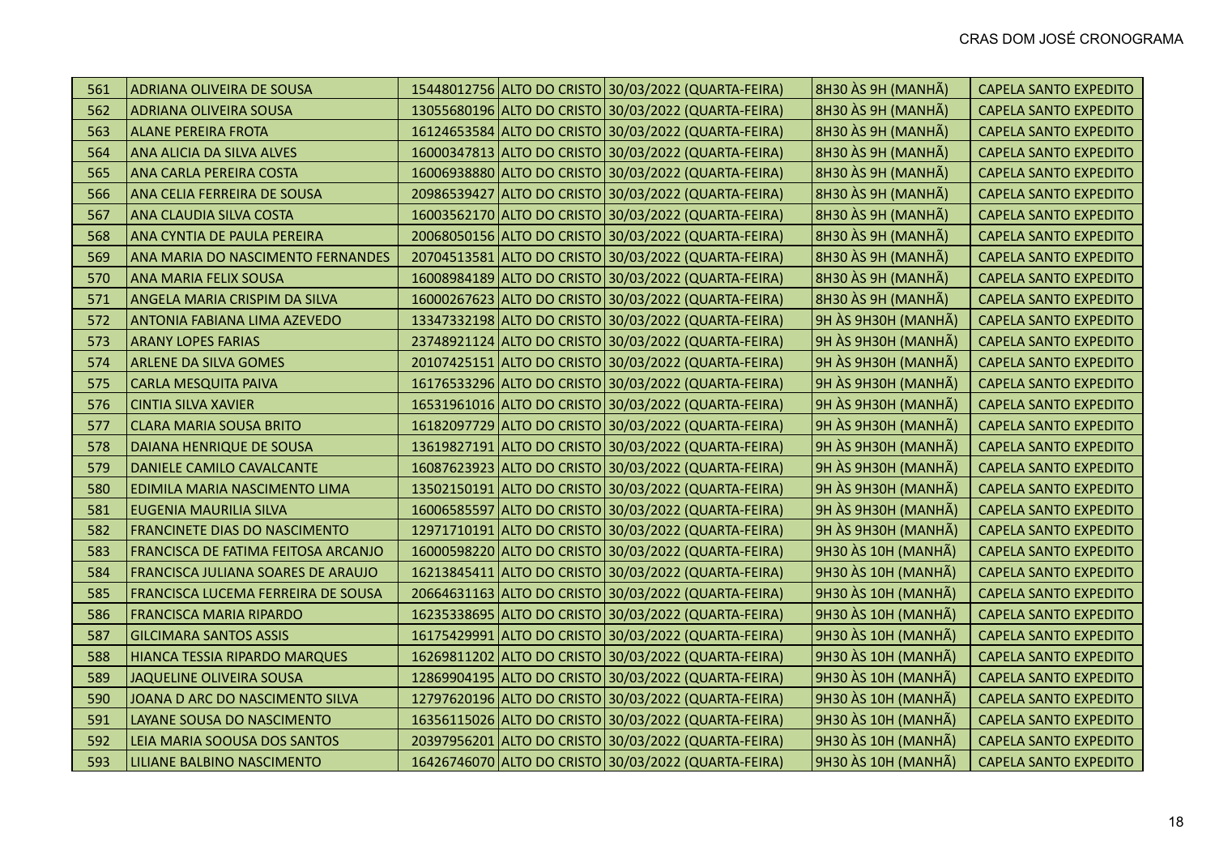| | | | | | | |
|---|---|---|---|---|---|---|
| 561 | ADRIANA OLIVEIRA DE SOUSA | 15448012756 | ALTO DO CRISTO | 30/03/2022 (QUARTA-FEIRA) | 8H30 ÀS 9H (MANHÃ) | CAPELA SANTO EXPEDITO |
| 562 | ADRIANA OLIVEIRA SOUSA | 13055680196 | ALTO DO CRISTO | 30/03/2022 (QUARTA-FEIRA) | 8H30 ÀS 9H (MANHÃ) | CAPELA SANTO EXPEDITO |
| 563 | ALANE PEREIRA FROTA | 16124653584 | ALTO DO CRISTO | 30/03/2022 (QUARTA-FEIRA) | 8H30 ÀS 9H (MANHÃ) | CAPELA SANTO EXPEDITO |
| 564 | ANA ALICIA DA SILVA ALVES | 16000347813 | ALTO DO CRISTO | 30/03/2022 (QUARTA-FEIRA) | 8H30 ÀS 9H (MANHÃ) | CAPELA SANTO EXPEDITO |
| 565 | ANA CARLA PEREIRA COSTA | 16006938880 | ALTO DO CRISTO | 30/03/2022 (QUARTA-FEIRA) | 8H30 ÀS 9H (MANHÃ) | CAPELA SANTO EXPEDITO |
| 566 | ANA CELIA FERREIRA DE SOUSA | 20986539427 | ALTO DO CRISTO | 30/03/2022 (QUARTA-FEIRA) | 8H30 ÀS 9H (MANHÃ) | CAPELA SANTO EXPEDITO |
| 567 | ANA CLAUDIA SILVA COSTA | 16003562170 | ALTO DO CRISTO | 30/03/2022 (QUARTA-FEIRA) | 8H30 ÀS 9H (MANHÃ) | CAPELA SANTO EXPEDITO |
| 568 | ANA CYNTIA DE PAULA PEREIRA | 20068050156 | ALTO DO CRISTO | 30/03/2022 (QUARTA-FEIRA) | 8H30 ÀS 9H (MANHÃ) | CAPELA SANTO EXPEDITO |
| 569 | ANA MARIA DO NASCIMENTO FERNANDES | 20704513581 | ALTO DO CRISTO | 30/03/2022 (QUARTA-FEIRA) | 8H30 ÀS 9H (MANHÃ) | CAPELA SANTO EXPEDITO |
| 570 | ANA MARIA FELIX SOUSA | 16008984189 | ALTO DO CRISTO | 30/03/2022 (QUARTA-FEIRA) | 8H30 ÀS 9H (MANHÃ) | CAPELA SANTO EXPEDITO |
| 571 | ANGELA MARIA CRISPIM DA SILVA | 16000267623 | ALTO DO CRISTO | 30/03/2022 (QUARTA-FEIRA) | 8H30 ÀS 9H (MANHÃ) | CAPELA SANTO EXPEDITO |
| 572 | ANTONIA FABIANA LIMA AZEVEDO | 13347332198 | ALTO DO CRISTO | 30/03/2022 (QUARTA-FEIRA) | 9H ÀS 9H30H (MANHÃ) | CAPELA SANTO EXPEDITO |
| 573 | ARANY LOPES FARIAS | 23748921124 | ALTO DO CRISTO | 30/03/2022 (QUARTA-FEIRA) | 9H ÀS 9H30H (MANHÃ) | CAPELA SANTO EXPEDITO |
| 574 | ARLENE DA SILVA GOMES | 20107425151 | ALTO DO CRISTO | 30/03/2022 (QUARTA-FEIRA) | 9H ÀS 9H30H (MANHÃ) | CAPELA SANTO EXPEDITO |
| 575 | CARLA MESQUITA PAIVA | 16176533296 | ALTO DO CRISTO | 30/03/2022 (QUARTA-FEIRA) | 9H ÀS 9H30H (MANHÃ) | CAPELA SANTO EXPEDITO |
| 576 | CINTIA SILVA XAVIER | 16531961016 | ALTO DO CRISTO | 30/03/2022 (QUARTA-FEIRA) | 9H ÀS 9H30H (MANHÃ) | CAPELA SANTO EXPEDITO |
| 577 | CLARA MARIA SOUSA BRITO | 16182097729 | ALTO DO CRISTO | 30/03/2022 (QUARTA-FEIRA) | 9H ÀS 9H30H (MANHÃ) | CAPELA SANTO EXPEDITO |
| 578 | DAIANA HENRIQUE DE SOUSA | 13619827191 | ALTO DO CRISTO | 30/03/2022 (QUARTA-FEIRA) | 9H ÀS 9H30H (MANHÃ) | CAPELA SANTO EXPEDITO |
| 579 | DANIELE CAMILO CAVALCANTE | 16087623923 | ALTO DO CRISTO | 30/03/2022 (QUARTA-FEIRA) | 9H ÀS 9H30H (MANHÃ) | CAPELA SANTO EXPEDITO |
| 580 | EDIMILA MARIA NASCIMENTO LIMA | 13502150191 | ALTO DO CRISTO | 30/03/2022 (QUARTA-FEIRA) | 9H ÀS 9H30H (MANHÃ) | CAPELA SANTO EXPEDITO |
| 581 | EUGENIA MAURILIA SILVA | 16006585597 | ALTO DO CRISTO | 30/03/2022 (QUARTA-FEIRA) | 9H ÀS 9H30H (MANHÃ) | CAPELA SANTO EXPEDITO |
| 582 | FRANCINETE DIAS DO NASCIMENTO | 12971710191 | ALTO DO CRISTO | 30/03/2022 (QUARTA-FEIRA) | 9H ÀS 9H30H (MANHÃ) | CAPELA SANTO EXPEDITO |
| 583 | FRANCISCA DE FATIMA FEITOSA ARCANJO | 16000598220 | ALTO DO CRISTO | 30/03/2022 (QUARTA-FEIRA) | 9H30 ÀS 10H (MANHÃ) | CAPELA SANTO EXPEDITO |
| 584 | FRANCISCA JULIANA SOARES DE ARAUJO | 16213845411 | ALTO DO CRISTO | 30/03/2022 (QUARTA-FEIRA) | 9H30 ÀS 10H (MANHÃ) | CAPELA SANTO EXPEDITO |
| 585 | FRANCISCA LUCEMA FERREIRA DE SOUSA | 20664631163 | ALTO DO CRISTO | 30/03/2022 (QUARTA-FEIRA) | 9H30 ÀS 10H (MANHÃ) | CAPELA SANTO EXPEDITO |
| 586 | FRANCISCA MARIA RIPARDO | 16235338695 | ALTO DO CRISTO | 30/03/2022 (QUARTA-FEIRA) | 9H30 ÀS 10H (MANHÃ) | CAPELA SANTO EXPEDITO |
| 587 | GILCIMARA SANTOS ASSIS | 16175429991 | ALTO DO CRISTO | 30/03/2022 (QUARTA-FEIRA) | 9H30 ÀS 10H (MANHÃ) | CAPELA SANTO EXPEDITO |
| 588 | HIANCA TESSIA RIPARDO MARQUES | 16269811202 | ALTO DO CRISTO | 30/03/2022 (QUARTA-FEIRA) | 9H30 ÀS 10H (MANHÃ) | CAPELA SANTO EXPEDITO |
| 589 | JAQUELINE OLIVEIRA SOUSA | 12869904195 | ALTO DO CRISTO | 30/03/2022 (QUARTA-FEIRA) | 9H30 ÀS 10H (MANHÃ) | CAPELA SANTO EXPEDITO |
| 590 | JOANA D ARC DO NASCIMENTO SILVA | 12797620196 | ALTO DO CRISTO | 30/03/2022 (QUARTA-FEIRA) | 9H30 ÀS 10H (MANHÃ) | CAPELA SANTO EXPEDITO |
| 591 | LAYANE SOUSA DO NASCIMENTO | 16356115026 | ALTO DO CRISTO | 30/03/2022 (QUARTA-FEIRA) | 9H30 ÀS 10H (MANHÃ) | CAPELA SANTO EXPEDITO |
| 592 | LEIA MARIA SOOUSA DOS SANTOS | 20397956201 | ALTO DO CRISTO | 30/03/2022 (QUARTA-FEIRA) | 9H30 ÀS 10H (MANHÃ) | CAPELA SANTO EXPEDITO |
| 593 | LILIANE BALBINO NASCIMENTO | 16426746070 | ALTO DO CRISTO | 30/03/2022 (QUARTA-FEIRA) | 9H30 ÀS 10H (MANHÃ) | CAPELA SANTO EXPEDITO |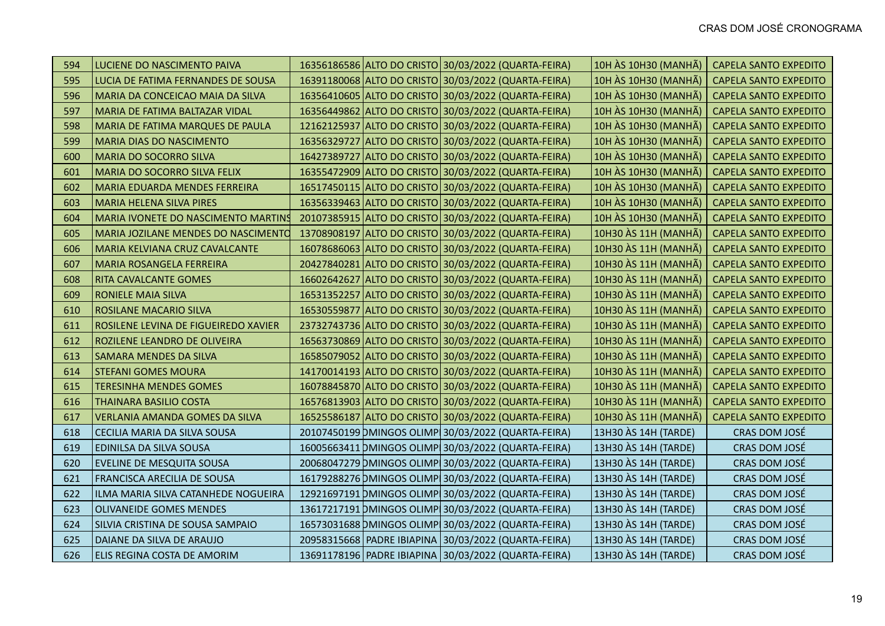| 594 | LUCIENE DO NASCIMENTO PAIVA | 16356186586 | ALTO DO CRISTO | 30/03/2022 (QUARTA-FEIRA) | 10H ÀS 10H30 (MANHÃ) | CAPELA SANTO EXPEDITO |
|---|---|---|---|---|---|---|
| 595 | LUCIA DE FATIMA FERNANDES DE SOUSA | 16391180068 | ALTO DO CRISTO | 30/03/2022 (QUARTA-FEIRA) | 10H ÀS 10H30 (MANHÃ) | CAPELA SANTO EXPEDITO |
| 596 | MARIA DA CONCEICAO MAIA DA SILVA | 16356410605 | ALTO DO CRISTO | 30/03/2022 (QUARTA-FEIRA) | 10H ÀS 10H30 (MANHÃ) | CAPELA SANTO EXPEDITO |
| 597 | MARIA DE FATIMA BALTAZAR VIDAL | 16356449862 | ALTO DO CRISTO | 30/03/2022 (QUARTA-FEIRA) | 10H ÀS 10H30 (MANHÃ) | CAPELA SANTO EXPEDITO |
| 598 | MARIA DE FATIMA MARQUES DE PAULA | 12162125937 | ALTO DO CRISTO | 30/03/2022 (QUARTA-FEIRA) | 10H ÀS 10H30 (MANHÃ) | CAPELA SANTO EXPEDITO |
| 599 | MARIA DIAS DO NASCIMENTO | 16356329727 | ALTO DO CRISTO | 30/03/2022 (QUARTA-FEIRA) | 10H ÀS 10H30 (MANHÃ) | CAPELA SANTO EXPEDITO |
| 600 | MARIA DO SOCORRO SILVA | 16427389727 | ALTO DO CRISTO | 30/03/2022 (QUARTA-FEIRA) | 10H ÀS 10H30 (MANHÃ) | CAPELA SANTO EXPEDITO |
| 601 | MARIA DO SOCORRO SILVA FELIX | 16355472909 | ALTO DO CRISTO | 30/03/2022 (QUARTA-FEIRA) | 10H ÀS 10H30 (MANHÃ) | CAPELA SANTO EXPEDITO |
| 602 | MARIA EDUARDA MENDES FERREIRA | 16517450115 | ALTO DO CRISTO | 30/03/2022 (QUARTA-FEIRA) | 10H ÀS 10H30 (MANHÃ) | CAPELA SANTO EXPEDITO |
| 603 | MARIA HELENA SILVA PIRES | 16356339463 | ALTO DO CRISTO | 30/03/2022 (QUARTA-FEIRA) | 10H ÀS 10H30 (MANHÃ) | CAPELA SANTO EXPEDITO |
| 604 | MARIA IVONETE DO NASCIMENTO MARTINS | 20107385915 | ALTO DO CRISTO | 30/03/2022 (QUARTA-FEIRA) | 10H ÀS 10H30 (MANHÃ) | CAPELA SANTO EXPEDITO |
| 605 | MARIA JOZILANE MENDES DO NASCIMENTO | 13708908197 | ALTO DO CRISTO | 30/03/2022 (QUARTA-FEIRA) | 10H30 ÀS 11H (MANHÃ) | CAPELA SANTO EXPEDITO |
| 606 | MARIA KELVIANA CRUZ CAVALCANTE | 16078686063 | ALTO DO CRISTO | 30/03/2022 (QUARTA-FEIRA) | 10H30 ÀS 11H (MANHÃ) | CAPELA SANTO EXPEDITO |
| 607 | MARIA ROSANGELA FERREIRA | 20427840281 | ALTO DO CRISTO | 30/03/2022 (QUARTA-FEIRA) | 10H30 ÀS 11H (MANHÃ) | CAPELA SANTO EXPEDITO |
| 608 | RITA CAVALCANTE GOMES | 16602642627 | ALTO DO CRISTO | 30/03/2022 (QUARTA-FEIRA) | 10H30 ÀS 11H (MANHÃ) | CAPELA SANTO EXPEDITO |
| 609 | RONIELE MAIA SILVA | 16531352257 | ALTO DO CRISTO | 30/03/2022 (QUARTA-FEIRA) | 10H30 ÀS 11H (MANHÃ) | CAPELA SANTO EXPEDITO |
| 610 | ROSILANE MACARIO SILVA | 16530559877 | ALTO DO CRISTO | 30/03/2022 (QUARTA-FEIRA) | 10H30 ÀS 11H (MANHÃ) | CAPELA SANTO EXPEDITO |
| 611 | ROSILENE LEVINA DE FIGUEIREDO XAVIER | 23732743736 | ALTO DO CRISTO | 30/03/2022 (QUARTA-FEIRA) | 10H30 ÀS 11H (MANHÃ) | CAPELA SANTO EXPEDITO |
| 612 | ROZILENE LEANDRO DE OLIVEIRA | 16563730869 | ALTO DO CRISTO | 30/03/2022 (QUARTA-FEIRA) | 10H30 ÀS 11H (MANHÃ) | CAPELA SANTO EXPEDITO |
| 613 | SAMARA MENDES DA SILVA | 16585079052 | ALTO DO CRISTO | 30/03/2022 (QUARTA-FEIRA) | 10H30 ÀS 11H (MANHÃ) | CAPELA SANTO EXPEDITO |
| 614 | STEFANI GOMES MOURA | 14170014193 | ALTO DO CRISTO | 30/03/2022 (QUARTA-FEIRA) | 10H30 ÀS 11H (MANHÃ) | CAPELA SANTO EXPEDITO |
| 615 | TERESINHA MENDES GOMES | 16078845870 | ALTO DO CRISTO | 30/03/2022 (QUARTA-FEIRA) | 10H30 ÀS 11H (MANHÃ) | CAPELA SANTO EXPEDITO |
| 616 | THAINARA BASILIO COSTA | 16576813903 | ALTO DO CRISTO | 30/03/2022 (QUARTA-FEIRA) | 10H30 ÀS 11H (MANHÃ) | CAPELA SANTO EXPEDITO |
| 617 | VERLANIA AMANDA GOMES DA SILVA | 16525586187 | ALTO DO CRISTO | 30/03/2022 (QUARTA-FEIRA) | 10H30 ÀS 11H (MANHÃ) | CAPELA SANTO EXPEDITO |
| 618 | CECILIA MARIA DA SILVA SOUSA | 20107450199 | DMINGOS OLIMPI | 30/03/2022 (QUARTA-FEIRA) | 13H30 ÀS 14H (TARDE) | CRAS DOM JOSÉ |
| 619 | EDINILSA DA SILVA SOUSA | 16005663411 | DMINGOS OLIMPI | 30/03/2022 (QUARTA-FEIRA) | 13H30 ÀS 14H (TARDE) | CRAS DOM JOSÉ |
| 620 | EVELINE DE MESQUITA SOUSA | 20068047279 | DMINGOS OLIMPI | 30/03/2022 (QUARTA-FEIRA) | 13H30 ÀS 14H (TARDE) | CRAS DOM JOSÉ |
| 621 | FRANCISCA ARECILIA DE SOUSA | 16179288276 | DMINGOS OLIMPI | 30/03/2022 (QUARTA-FEIRA) | 13H30 ÀS 14H (TARDE) | CRAS DOM JOSÉ |
| 622 | ILMA MARIA SILVA CATANHEDE NOGUEIRA | 12921697191 | DMINGOS OLIMPI | 30/03/2022 (QUARTA-FEIRA) | 13H30 ÀS 14H (TARDE) | CRAS DOM JOSÉ |
| 623 | OLIVANEIDE GOMES MENDES | 13617217191 | DMINGOS OLIMPI | 30/03/2022 (QUARTA-FEIRA) | 13H30 ÀS 14H (TARDE) | CRAS DOM JOSÉ |
| 624 | SILVIA CRISTINA DE SOUSA SAMPAIO | 16573031688 | DMINGOS OLIMPI | 30/03/2022 (QUARTA-FEIRA) | 13H30 ÀS 14H (TARDE) | CRAS DOM JOSÉ |
| 625 | DAIANE DA SILVA DE ARAUJO | 20958315668 | PADRE IBIAPINA | 30/03/2022 (QUARTA-FEIRA) | 13H30 ÀS 14H (TARDE) | CRAS DOM JOSÉ |
| 626 | ELIS REGINA COSTA DE AMORIM | 13691178196 | PADRE IBIAPINA | 30/03/2022 (QUARTA-FEIRA) | 13H30 ÀS 14H (TARDE) | CRAS DOM JOSÉ |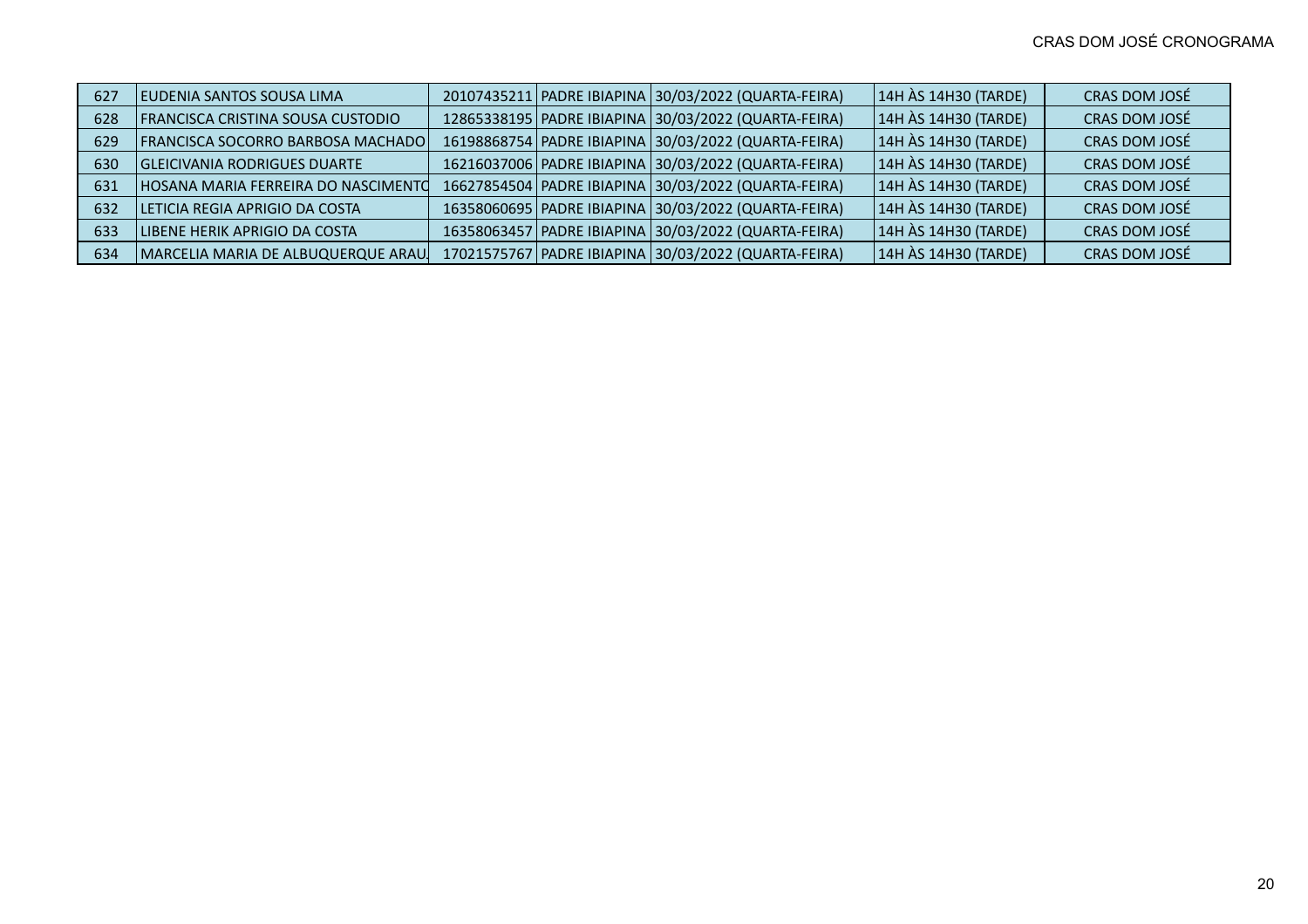| | | | | | | |
|---|---|---|---|---|---|---|
| 627 | EUDENIA SANTOS SOUSA LIMA | 20107435211 | PADRE IBIAPINA | 30/03/2022 (QUARTA-FEIRA) | 14H ÀS 14H30 (TARDE) | CRAS DOM JOSÉ |
| 628 | FRANCISCA CRISTINA SOUSA CUSTODIO | 12865338195 | PADRE IBIAPINA | 30/03/2022 (QUARTA-FEIRA) | 14H ÀS 14H30 (TARDE) | CRAS DOM JOSÉ |
| 629 | FRANCISCA SOCORRO BARBOSA MACHADO | 16198868754 | PADRE IBIAPINA | 30/03/2022 (QUARTA-FEIRA) | 14H ÀS 14H30 (TARDE) | CRAS DOM JOSÉ |
| 630 | GLEICIVANIA RODRIGUES DUARTE | 16216037006 | PADRE IBIAPINA | 30/03/2022 (QUARTA-FEIRA) | 14H ÀS 14H30 (TARDE) | CRAS DOM JOSÉ |
| 631 | HOSANA MARIA FERREIRA DO NASCIMENTO | 16627854504 | PADRE IBIAPINA | 30/03/2022 (QUARTA-FEIRA) | 14H ÀS 14H30 (TARDE) | CRAS DOM JOSÉ |
| 632 | LETICIA REGIA APRIGIO DA COSTA | 16358060695 | PADRE IBIAPINA | 30/03/2022 (QUARTA-FEIRA) | 14H ÀS 14H30 (TARDE) | CRAS DOM JOSÉ |
| 633 | LIBENE HERIK APRIGIO DA COSTA | 16358063457 | PADRE IBIAPINA | 30/03/2022 (QUARTA-FEIRA) | 14H ÀS 14H30 (TARDE) | CRAS DOM JOSÉ |
| 634 | MARCELIA MARIA DE ALBUQUERQUE ARAU | 17021575767 | PADRE IBIAPINA | 30/03/2022 (QUARTA-FEIRA) | 14H ÀS 14H30 (TARDE) | CRAS DOM JOSÉ |